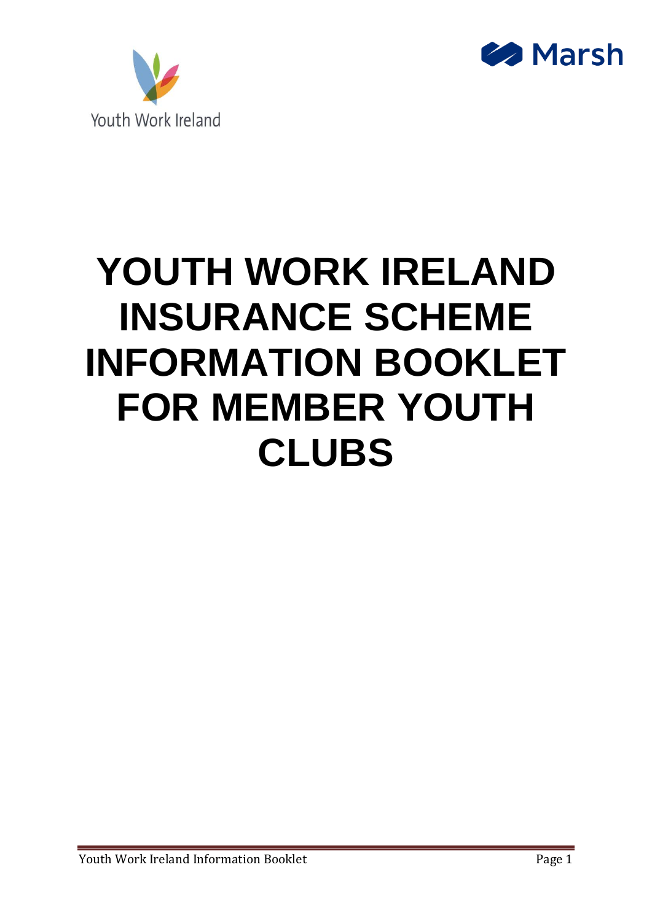Youth Work Ireland

Marsh

# YOUTH WORK IRELAND INSURANCE SCHEME INFORMATION BOOKLET FOR MEMBER YOUTH CLUBS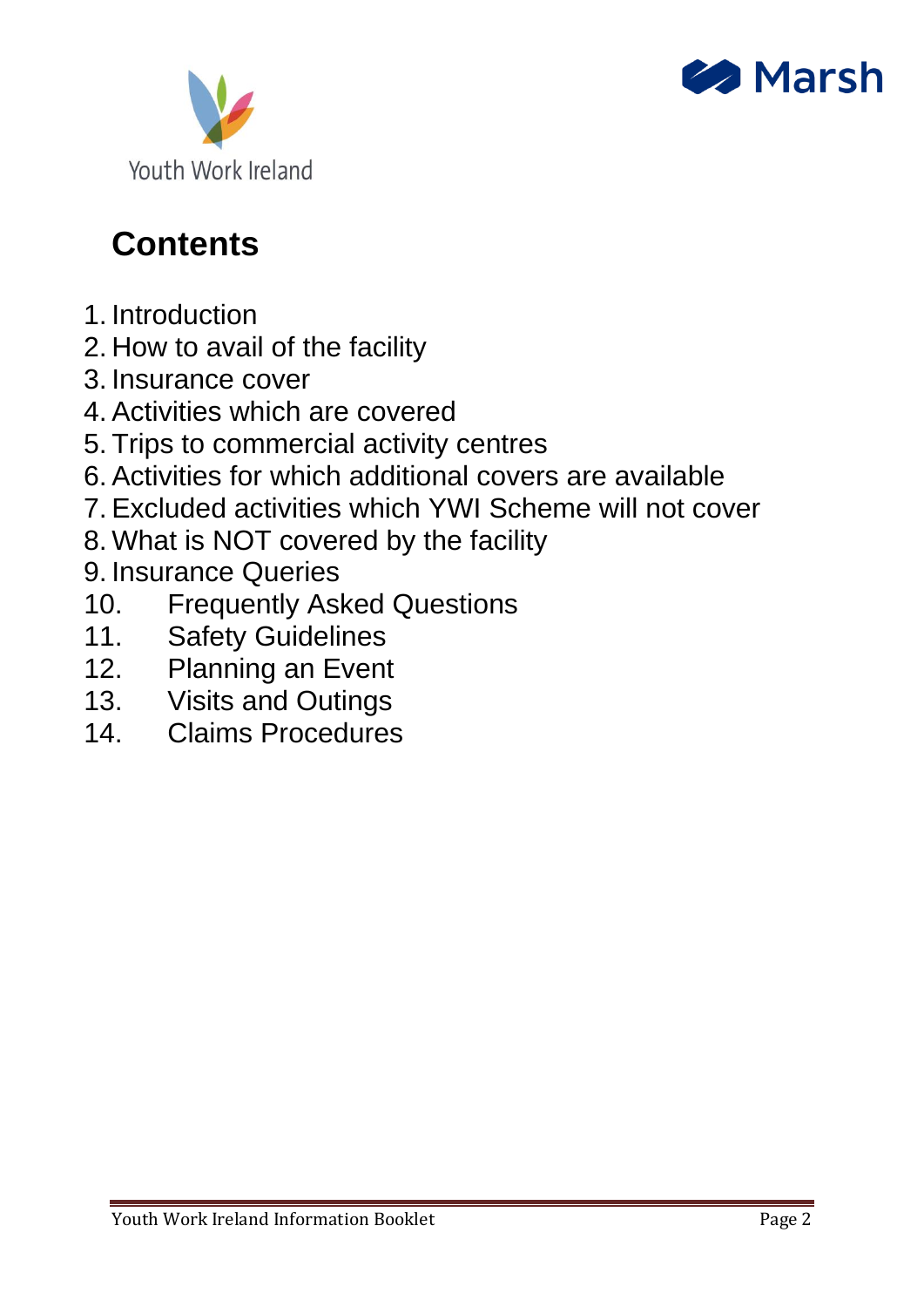# Contents

1. Introduction
2. How to avail of the facility
3. Insurance cover
4. Activities which are covered
5. Trips to commercial activity centres
6. Activities for which additional covers are available
7. Excluded activities which YWI Scheme will not cover
8. What is NOT covered by the facility
9. Insurance Queries
10. Frequently Asked Questions
11. Safety Guidelines
12. Planning an Event
13. Visits and Outings
14. Claims Procedures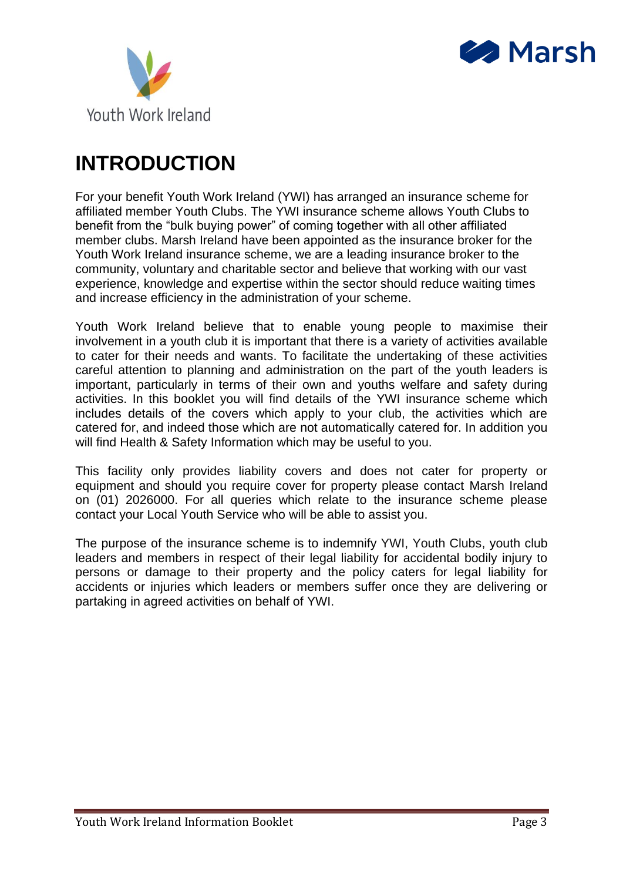# INTRODUCTION

For your benefit Youth Work Ireland (YWI) has arranged an insurance scheme for affiliated member Youth Clubs. The YWI insurance scheme allows Youth Clubs to benefit from the "bulk buying power" of coming together with all other affiliated member clubs. Marsh Ireland have been appointed as the insurance broker for the Youth Work Ireland insurance scheme, we are a leading insurance broker to the community, voluntary and charitable sector and believe that working with our vast experience, knowledge and expertise within the sector should reduce waiting times and increase efficiency in the administration of your scheme.

Youth Work Ireland believe that to enable young people to maximise their involvement in a youth club it is important that there is a variety of activities available to cater for their needs and wants. To facilitate the undertaking of these activities careful attention to planning and administration on the part of the youth leaders is important, particularly in terms of their own and youths welfare and safety during activities. In this booklet you will find details of the YWI insurance scheme which includes details of the covers which apply to your club, the activities which are catered for, and indeed those which are not automatically catered for. In addition you will find Health & Safety Information which may be useful to you.

This facility only provides liability covers and does not cater for property or equipment and should you require cover for property please contact Marsh Ireland on (01) 2026000. For all queries which relate to the insurance scheme please contact your Local Youth Service who will be able to assist you.

The purpose of the insurance scheme is to indemnify YWI, Youth Clubs, youth club leaders and members in respect of their legal liability for accidental bodily injury to persons or damage to their property and the policy caters for legal liability for accidents or injuries which leaders or members suffer once they are delivering or partaking in agreed activities on behalf of YWI.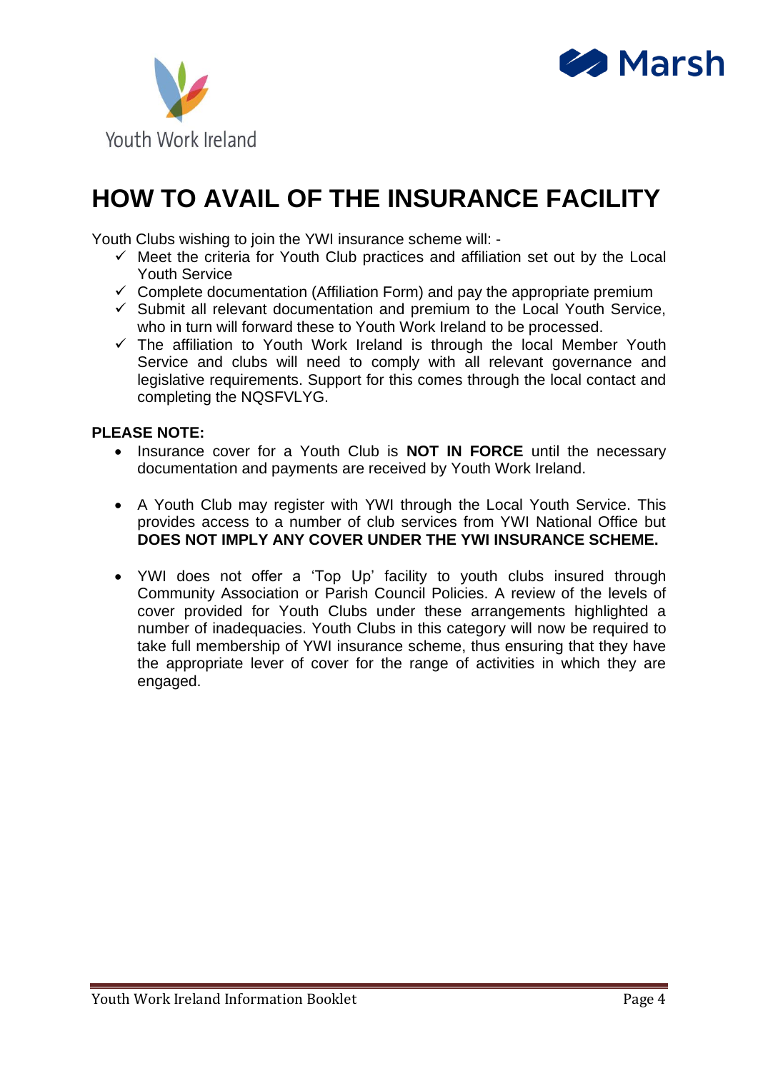# HOW TO AVAIL OF THE INSURANCE FACILITY

Youth Clubs wishing to join the YWI insurance scheme will: -

- ✓ Meet the criteria for Youth Club practices and affiliation set out by the Local Youth Service
- ✓ Complete documentation (Affiliation Form) and pay the appropriate premium
- ✓ Submit all relevant documentation and premium to the Local Youth Service, who in turn will forward these to Youth Work Ireland to be processed.
- ✓ The affiliation to Youth Work Ireland is through the local Member Youth Service and clubs will need to comply with all relevant governance and legislative requirements. Support for this comes through the local contact and completing the NQSFVLYG.

**PLEASE NOTE:**

- Insurance cover for a Youth Club is **NOT IN FORCE** until the necessary documentation and payments are received by Youth Work Ireland.

- A Youth Club may register with YWI through the Local Youth Service. This provides access to a number of club services from YWI National Office but **DOES NOT IMPLY ANY COVER UNDER THE YWI INSURANCE SCHEME.**

- YWI does not offer a 'Top Up' facility to youth clubs insured through Community Association or Parish Council Policies. A review of the levels of cover provided for Youth Clubs under these arrangements highlighted a number of inadequacies. Youth Clubs in this category will now be required to take full membership of YWI insurance scheme, thus ensuring that they have the appropriate lever of cover for the range of activities in which they are engaged.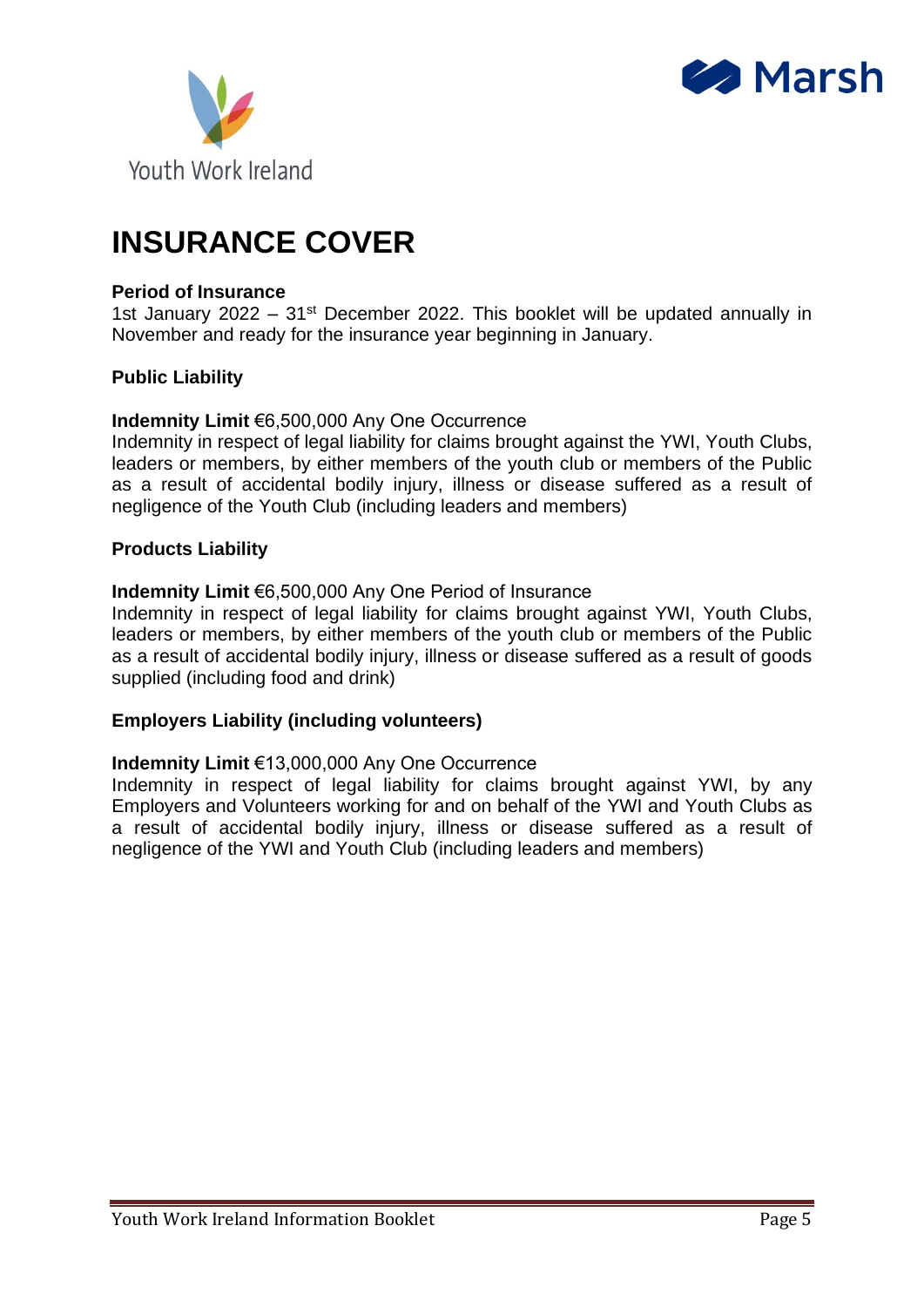# INSURANCE COVER

**Period of Insurance**
1st January 2022 – 31st December 2022. This booklet will be updated annually in November and ready for the insurance year beginning in January.

**Public Liability**

**Indemnity Limit** €6,500,000 Any One Occurrence
Indemnity in respect of legal liability for claims brought against the YWI, Youth Clubs, leaders or members, by either members of the youth club or members of the Public as a result of accidental bodily injury, illness or disease suffered as a result of negligence of the Youth Club (including leaders and members)

**Products Liability**

**Indemnity Limit** €6,500,000 Any One Period of Insurance
Indemnity in respect of legal liability for claims brought against YWI, Youth Clubs, leaders or members, by either members of the youth club or members of the Public as a result of accidental bodily injury, illness or disease suffered as a result of goods supplied (including food and drink)

**Employers Liability (including volunteers)**

**Indemnity Limit** €13,000,000 Any One Occurrence
Indemnity in respect of legal liability for claims brought against YWI, by any Employers and Volunteers working for and on behalf of the YWI and Youth Clubs as a result of accidental bodily injury, illness or disease suffered as a result of negligence of the YWI and Youth Club (including leaders and members)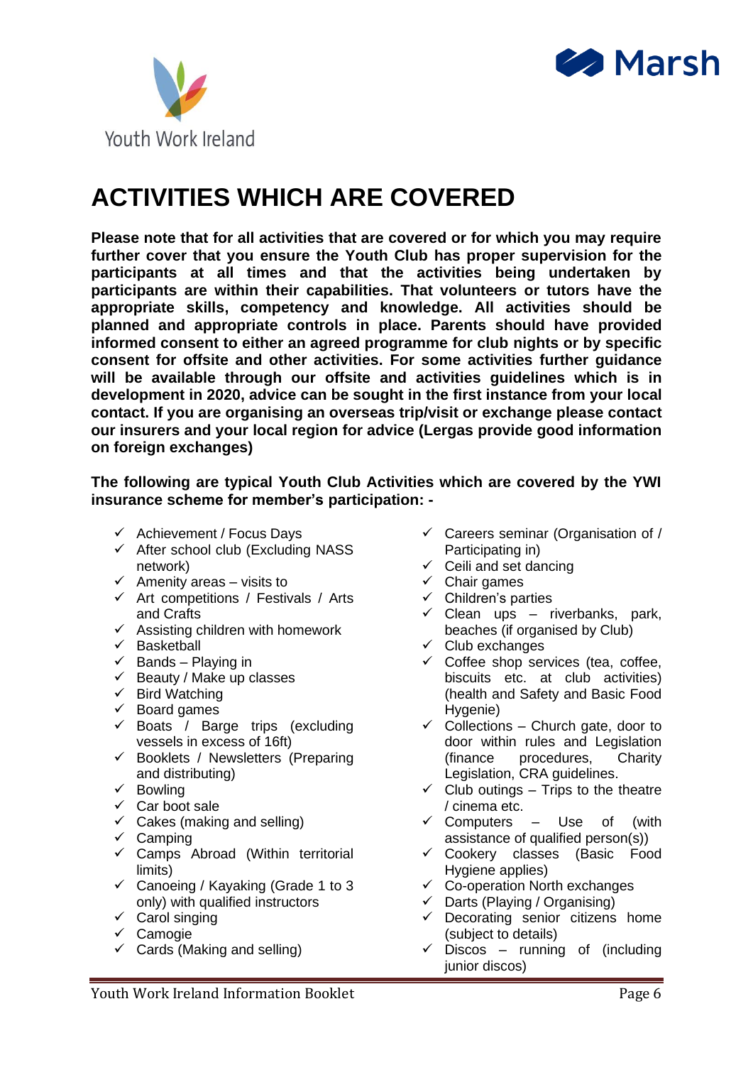# ACTIVITIES WHICH ARE COVERED

**Please note that for all activities that are covered or for which you may require further cover that you ensure the Youth Club has proper supervision for the participants at all times and that the activities being undertaken by participants are within their capabilities. That volunteers or tutors have the appropriate skills, competency and knowledge. All activities should be planned and appropriate controls in place. Parents should have provided informed consent to either an agreed programme for club nights or by specific consent for offsite and other activities. For some activities further guidance will be available through our offsite and activities guidelines which is in development in 2020, advice can be sought in the first instance from your local contact. If you are organising an overseas trip/visit or exchange please contact our insurers and your local region for advice (Lergas provide good information on foreign exchanges)**

**The following are typical Youth Club Activities which are covered by the YWI insurance scheme for member's participation: -**

- ✓ Achievement / Focus Days
- ✓ After school club (Excluding NASS network)
- ✓ Amenity areas – visits to
- ✓ Art competitions / Festivals / Arts and Crafts
- ✓ Assisting children with homework
- ✓ Basketball
- ✓ Bands – Playing in
- ✓ Beauty / Make up classes
- ✓ Bird Watching
- ✓ Board games
- ✓ Boats / Barge trips (excluding vessels in excess of 16ft)
- ✓ Booklets / Newsletters (Preparing and distributing)
- ✓ Bowling
- ✓ Car boot sale
- ✓ Cakes (making and selling)
- ✓ Camping
- ✓ Camps Abroad (Within territorial limits)
- ✓ Canoeing / Kayaking (Grade 1 to 3 only) with qualified instructors
- ✓ Carol singing
- ✓ Camogie
- ✓ Cards (Making and selling)
- ✓ Careers seminar (Organisation of / Participating in)
- ✓ Ceili and set dancing
- ✓ Chair games
- ✓ Children's parties
- ✓ Clean ups – riverbanks, park, beaches (if organised by Club)
- ✓ Club exchanges
- ✓ Coffee shop services (tea, coffee, biscuits etc. at club activities) (health and Safety and Basic Food Hygenie)
- ✓ Collections – Church gate, door to door within rules and Legislation (finance procedures, Charity Legislation, CRA guidelines.
- ✓ Club outings – Trips to the theatre / cinema etc.
- ✓ Computers – Use of (with assistance of qualified person(s))
- ✓ Cookery classes (Basic Food Hygiene applies)
- ✓ Co-operation North exchanges
- ✓ Darts (Playing / Organising)
- ✓ Decorating senior citizens home (subject to details)
- ✓ Discos – running of (including junior discos)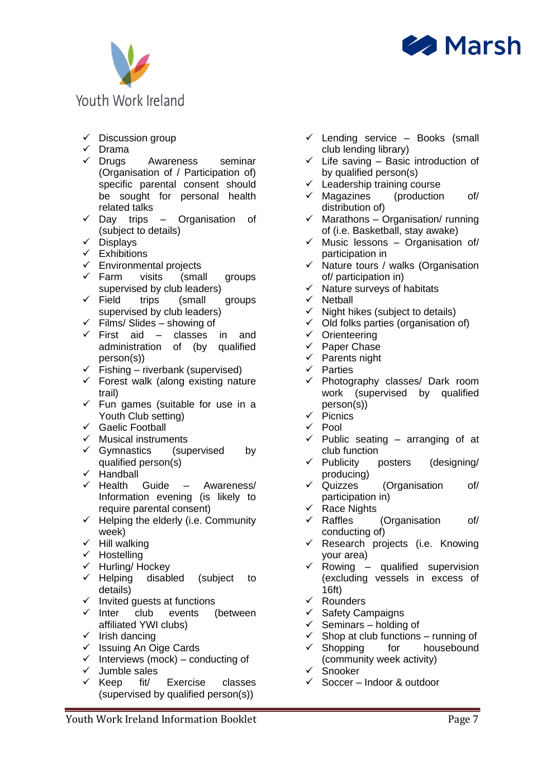- ✓ Discussion group
- ✓ Drama
- ✓ Drugs Awareness seminar (Organisation of / Participation of) specific parental consent should be sought for personal health related talks
- ✓ Day trips – Organisation of (subject to details)
- ✓ Displays
- ✓ Exhibitions
- ✓ Environmental projects
- ✓ Farm visits (small groups supervised by club leaders)
- ✓ Field trips (small groups supervised by club leaders)
- ✓ Films/ Slides – showing of
- ✓ First aid – classes in and administration of (by qualified person(s))
- ✓ Fishing – riverbank (supervised)
- ✓ Forest walk (along existing nature trail)
- ✓ Fun games (suitable for use in a Youth Club setting)
- ✓ Gaelic Football
- ✓ Musical instruments
- ✓ Gymnastics (supervised by qualified person(s)
- ✓ Handball
- ✓ Health Guide – Awareness/ Information evening (is likely to require parental consent)
- ✓ Helping the elderly (i.e. Community week)
- ✓ Hill walking
- ✓ Hostelling
- ✓ Hurling/ Hockey
- ✓ Helping disabled (subject to details)
- ✓ Invited guests at functions
- ✓ Inter club events (between affiliated YWI clubs)
- ✓ Irish dancing
- ✓ Issuing An Oige Cards
- ✓ Interviews (mock) – conducting of
- ✓ Jumble sales
- ✓ Keep fit/ Exercise classes (supervised by qualified person(s))
- ✓ Lending service – Books (small club lending library)
- ✓ Life saving – Basic introduction of by qualified person(s)
- ✓ Leadership training course
- ✓ Magazines (production of/ distribution of)
- ✓ Marathons – Organisation/ running of (i.e. Basketball, stay awake)
- ✓ Music lessons – Organisation of/ participation in
- ✓ Nature tours / walks (Organisation of/ participation in)
- ✓ Nature surveys of habitats
- ✓ Netball
- ✓ Night hikes (subject to details)
- ✓ Old folks parties (organisation of)
- ✓ Orienteering
- ✓ Paper Chase
- ✓ Parents night
- ✓ Parties
- ✓ Photography classes/ Dark room work (supervised by qualified person(s))
- ✓ Picnics
- ✓ Pool
- ✓ Public seating – arranging of at club function
- ✓ Publicity posters (designing/ producing)
- ✓ Quizzes (Organisation of/ participation in)
- ✓ Race Nights
- ✓ Raffles (Organisation of/ conducting of)
- ✓ Research projects (i.e. Knowing your area)
- ✓ Rowing – qualified supervision (excluding vessels in excess of 16ft)
- ✓ Rounders
- ✓ Safety Campaigns
- ✓ Seminars – holding of
- ✓ Shop at club functions – running of
- ✓ Shopping for housebound (community week activity)
- ✓ Snooker
- ✓ Soccer – Indoor & outdoor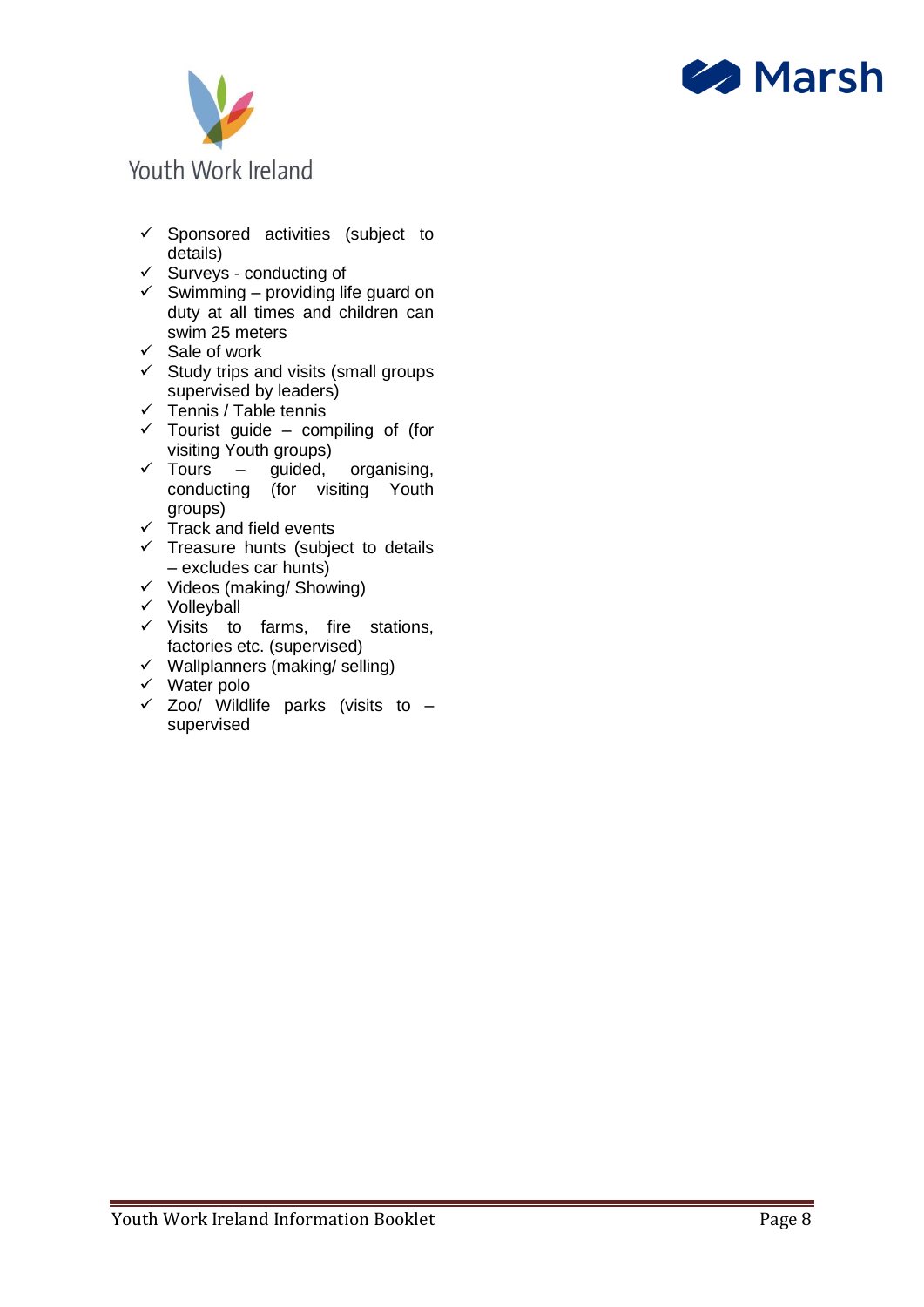- ✓ Sponsored activities (subject to details)
- ✓ Surveys - conducting of
- ✓ Swimming – providing life guard on duty at all times and children can swim 25 meters
- ✓ Sale of work
- ✓ Study trips and visits (small groups supervised by leaders)
- ✓ Tennis / Table tennis
- ✓ Tourist guide – compiling of (for visiting Youth groups)
- ✓ Tours – guided, organising, conducting (for visiting Youth groups)
- ✓ Track and field events
- ✓ Treasure hunts (subject to details – excludes car hunts)
- ✓ Videos (making/ Showing)
- ✓ Volleyball
- ✓ Visits to farms, fire stations, factories etc. (supervised)
- ✓ Wallplanners (making/ selling)
- ✓ Water polo
- ✓ Zoo/ Wildlife parks (visits to – supervised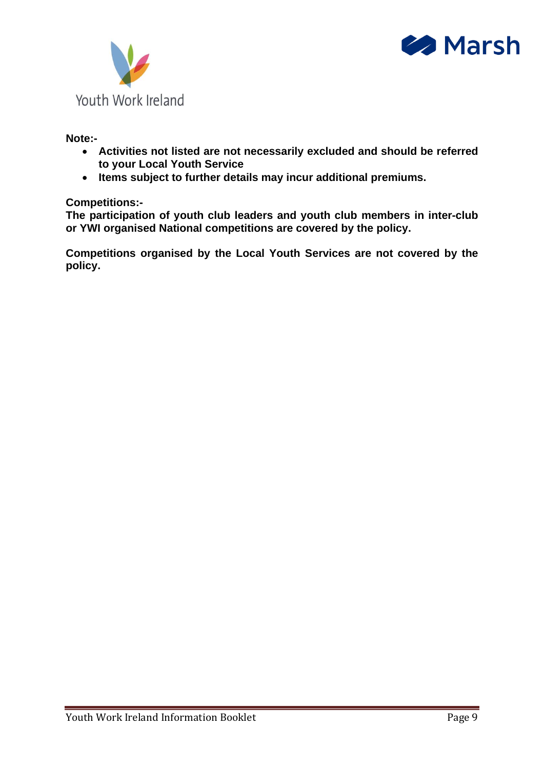**Note:-**

- **Activities not listed are not necessarily excluded and should be referred to your Local Youth Service**
- **Items subject to further details may incur additional premiums.**

**Competitions:-**

**The participation of youth club leaders and youth club members in inter-club or YWI organised National competitions are covered by the policy.**

**Competitions organised by the Local Youth Services are not covered by the policy.**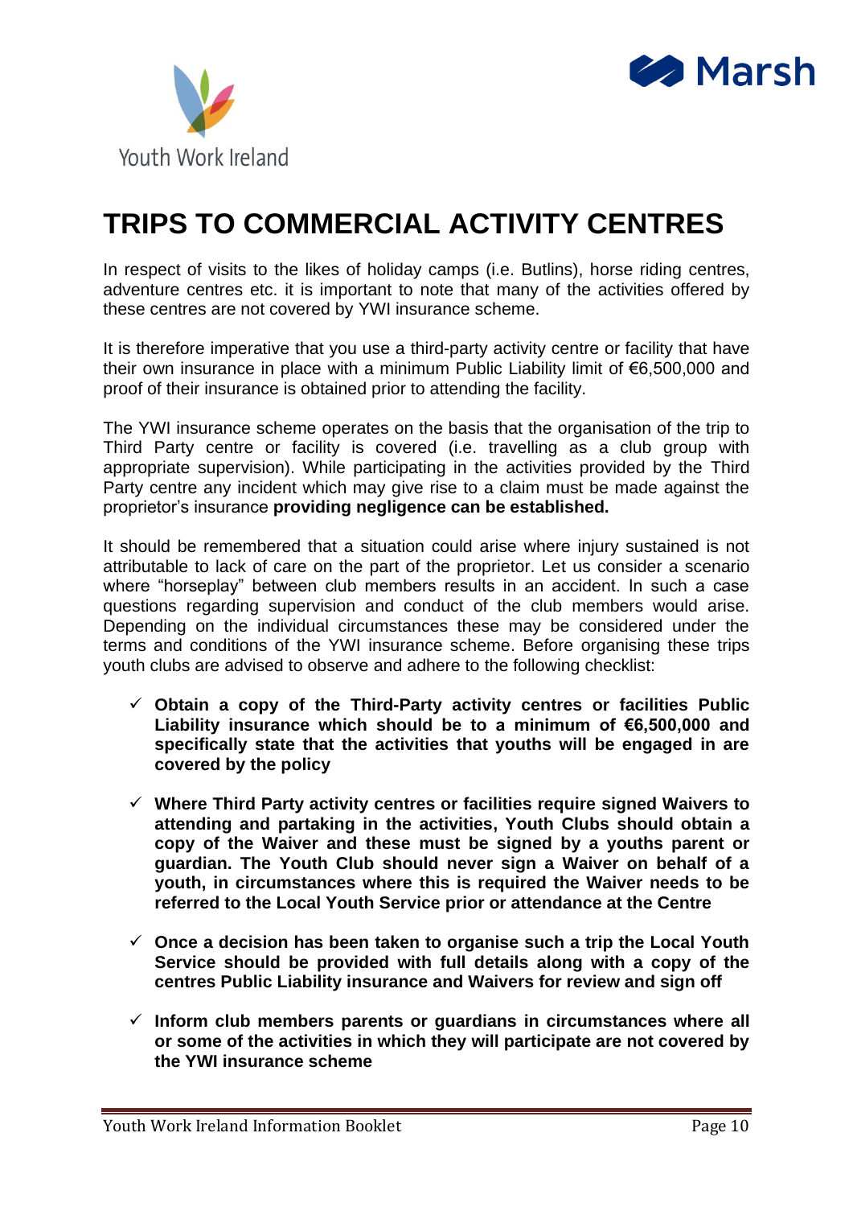# TRIPS TO COMMERCIAL ACTIVITY CENTRES

In respect of visits to the likes of holiday camps (i.e. Butlins), horse riding centres, adventure centres etc. it is important to note that many of the activities offered by these centres are not covered by YWI insurance scheme.

It is therefore imperative that you use a third-party activity centre or facility that have their own insurance in place with a minimum Public Liability limit of €6,500,000 and proof of their insurance is obtained prior to attending the facility.

The YWI insurance scheme operates on the basis that the organisation of the trip to Third Party centre or facility is covered (i.e. travelling as a club group with appropriate supervision). While participating in the activities provided by the Third Party centre any incident which may give rise to a claim must be made against the proprietor's insurance **providing negligence can be established.**

It should be remembered that a situation could arise where injury sustained is not attributable to lack of care on the part of the proprietor. Let us consider a scenario where "horseplay" between club members results in an accident. In such a case questions regarding supervision and conduct of the club members would arise. Depending on the individual circumstances these may be considered under the terms and conditions of the YWI insurance scheme. Before organising these trips youth clubs are advised to observe and adhere to the following checklist:

- ✓ **Obtain a copy of the Third-Party activity centres or facilities Public Liability insurance which should be to a minimum of €6,500,000 and specifically state that the activities that youths will be engaged in are covered by the policy**
- ✓ **Where Third Party activity centres or facilities require signed Waivers to attending and partaking in the activities, Youth Clubs should obtain a copy of the Waiver and these must be signed by a youths parent or guardian. The Youth Club should never sign a Waiver on behalf of a youth, in circumstances where this is required the Waiver needs to be referred to the Local Youth Service prior or attendance at the Centre**
- ✓ **Once a decision has been taken to organise such a trip the Local Youth Service should be provided with full details along with a copy of the centres Public Liability insurance and Waivers for review and sign off**
- ✓ **Inform club members parents or guardians in circumstances where all or some of the activities in which they will participate are not covered by the YWI insurance scheme**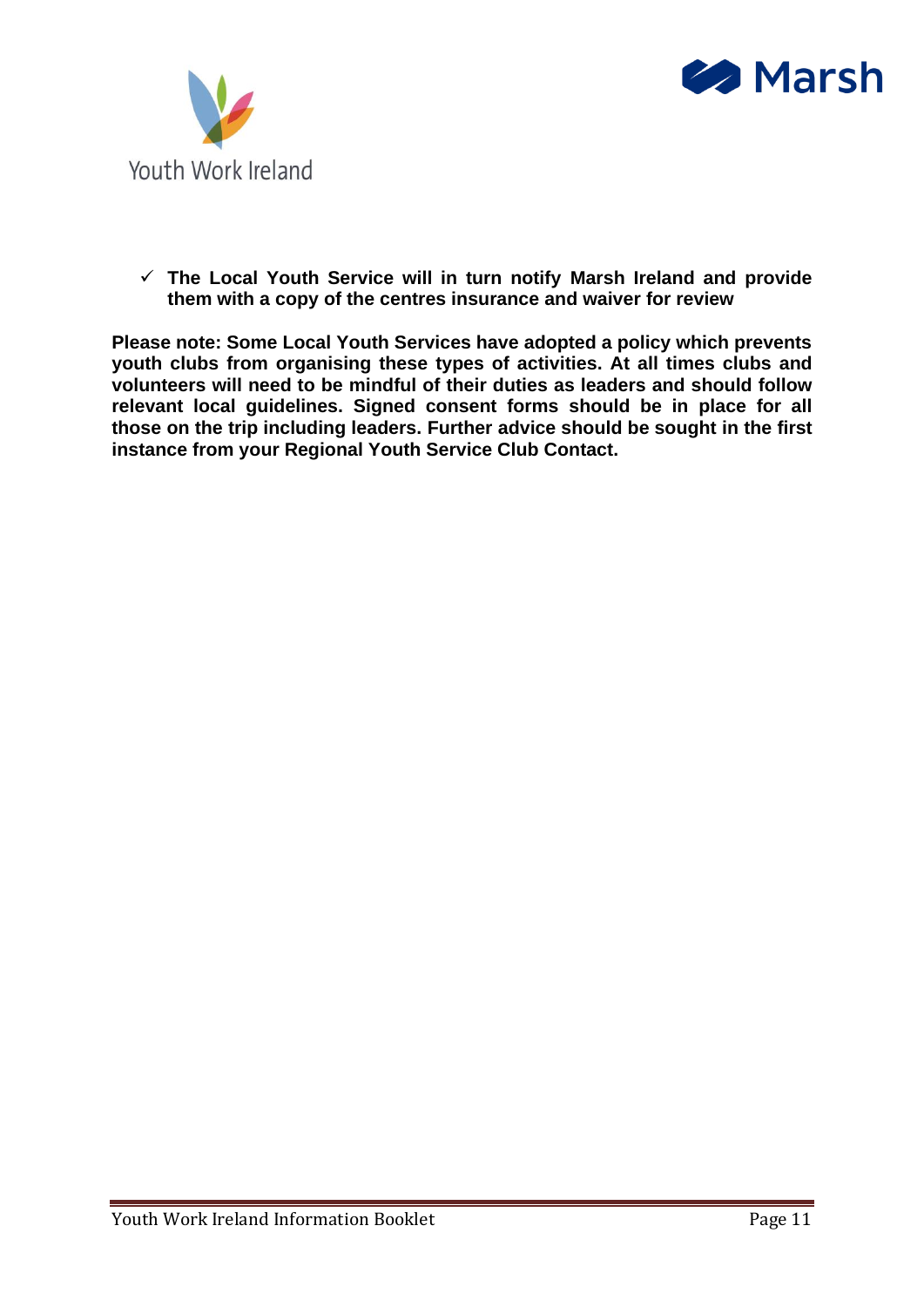- ✓ **The Local Youth Service will in turn notify Marsh Ireland and provide them with a copy of the centres insurance and waiver for review**

**Please note: Some Local Youth Services have adopted a policy which prevents youth clubs from organising these types of activities. At all times clubs and volunteers will need to be mindful of their duties as leaders and should follow relevant local guidelines. Signed consent forms should be in place for all those on the trip including leaders. Further advice should be sought in the first instance from your Regional Youth Service Club Contact.**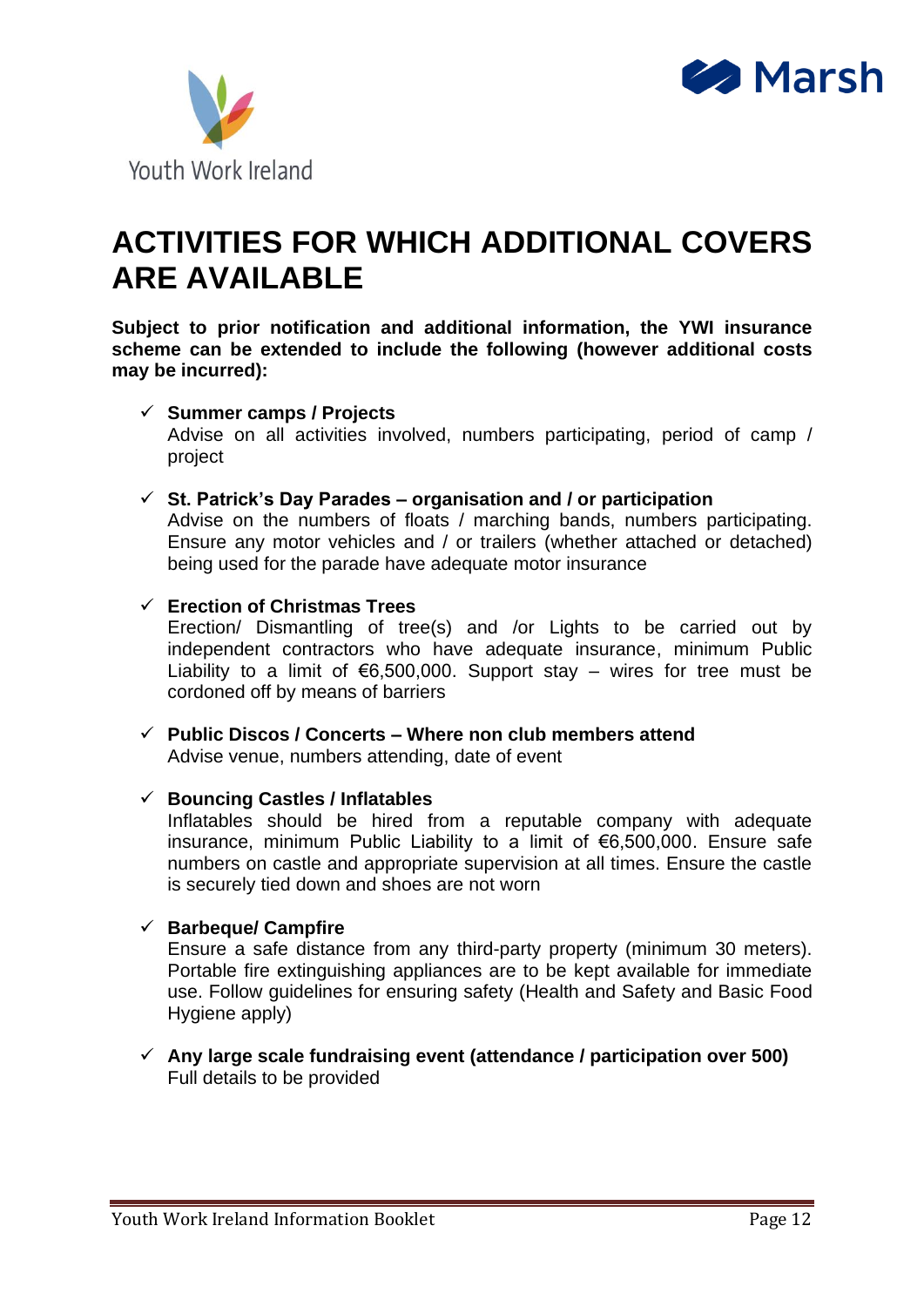# ACTIVITIES FOR WHICH ADDITIONAL COVERS ARE AVAILABLE

**Subject to prior notification and additional information, the YWI insurance scheme can be extended to include the following (however additional costs may be incurred):**

- ✓ **Summer camps / Projects**
  Advise on all activities involved, numbers participating, period of camp / project

- ✓ **St. Patrick's Day Parades – organisation and / or participation**
  Advise on the numbers of floats / marching bands, numbers participating. Ensure any motor vehicles and / or trailers (whether attached or detached) being used for the parade have adequate motor insurance

- ✓ **Erection of Christmas Trees**
  Erection/ Dismantling of tree(s) and /or Lights to be carried out by independent contractors who have adequate insurance, minimum Public Liability to a limit of €6,500,000. Support stay – wires for tree must be cordoned off by means of barriers

- ✓ **Public Discos / Concerts – Where non club members attend**
  Advise venue, numbers attending, date of event

- ✓ **Bouncing Castles / Inflatables**
  Inflatables should be hired from a reputable company with adequate insurance, minimum Public Liability to a limit of €6,500,000. Ensure safe numbers on castle and appropriate supervision at all times. Ensure the castle is securely tied down and shoes are not worn

- ✓ **Barbeque/ Campfire**
  Ensure a safe distance from any third-party property (minimum 30 meters). Portable fire extinguishing appliances are to be kept available for immediate use. Follow guidelines for ensuring safety (Health and Safety and Basic Food Hygiene apply)

- ✓ **Any large scale fundraising event (attendance / participation over 500)**
  Full details to be provided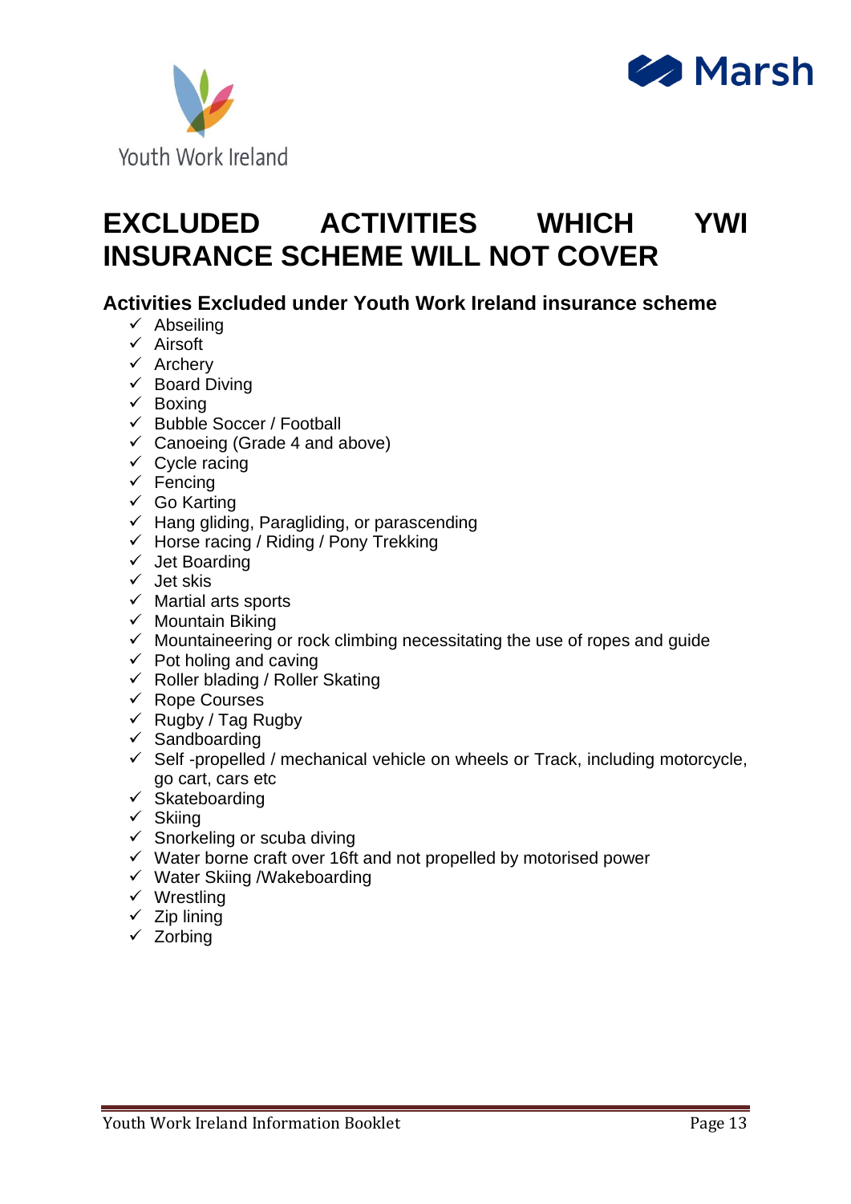# EXCLUDED ACTIVITIES WHICH YWI INSURANCE SCHEME WILL NOT COVER

### Activities Excluded under Youth Work Ireland insurance scheme

- ✓ Abseiling
- ✓ Airsoft
- ✓ Archery
- ✓ Board Diving
- ✓ Boxing
- ✓ Bubble Soccer / Football
- ✓ Canoeing (Grade 4 and above)
- ✓ Cycle racing
- ✓ Fencing
- ✓ Go Karting
- ✓ Hang gliding, Paragliding, or parascending
- ✓ Horse racing / Riding / Pony Trekking
- ✓ Jet Boarding
- ✓ Jet skis
- ✓ Martial arts sports
- ✓ Mountain Biking
- ✓ Mountaineering or rock climbing necessitating the use of ropes and guide
- ✓ Pot holing and caving
- ✓ Roller blading / Roller Skating
- ✓ Rope Courses
- ✓ Rugby / Tag Rugby
- ✓ Sandboarding
- ✓ Self -propelled / mechanical vehicle on wheels or Track, including motorcycle, go cart, cars etc
- ✓ Skateboarding
- ✓ Skiing
- ✓ Snorkeling or scuba diving
- ✓ Water borne craft over 16ft and not propelled by motorised power
- ✓ Water Skiing /Wakeboarding
- ✓ Wrestling
- ✓ Zip lining
- ✓ Zorbing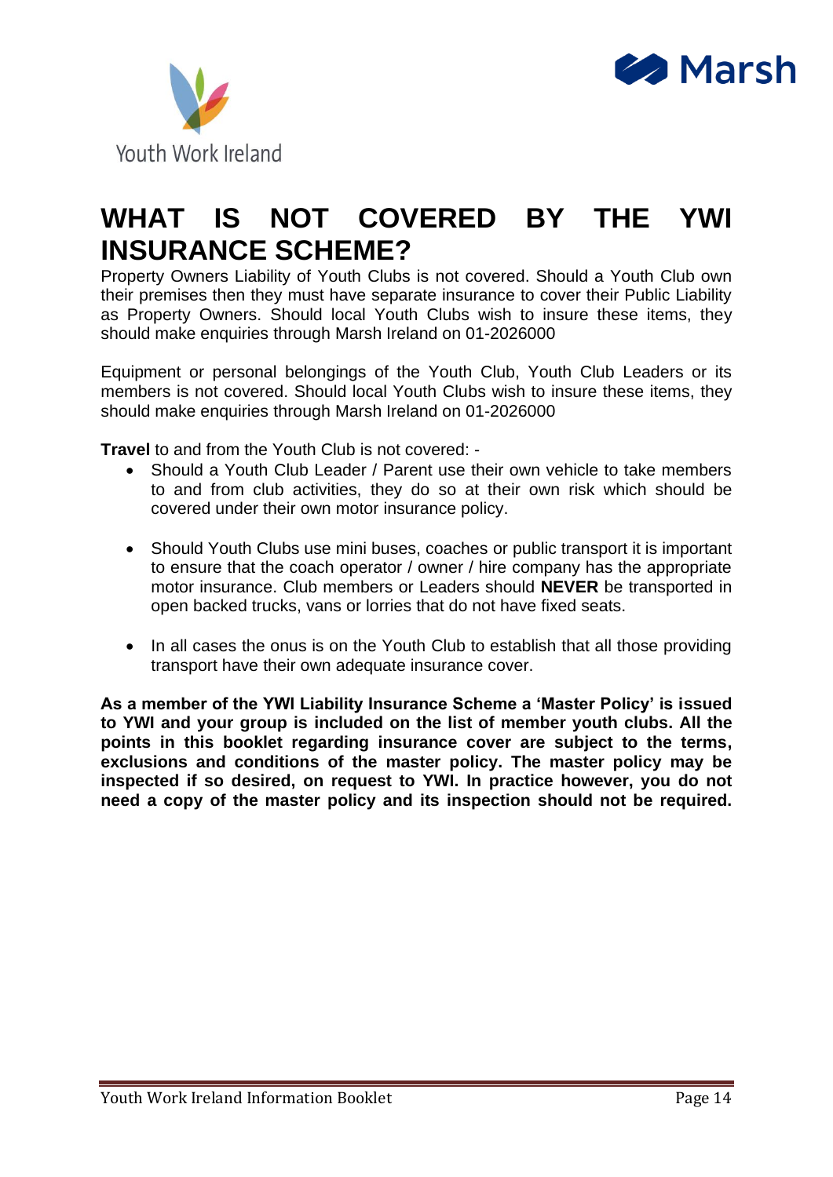# WHAT IS NOT COVERED BY THE YWI INSURANCE SCHEME?

Property Owners Liability of Youth Clubs is not covered. Should a Youth Club own their premises then they must have separate insurance to cover their Public Liability as Property Owners. Should local Youth Clubs wish to insure these items, they should make enquiries through Marsh Ireland on 01-2026000

Equipment or personal belongings of the Youth Club, Youth Club Leaders or its members is not covered. Should local Youth Clubs wish to insure these items, they should make enquiries through Marsh Ireland on 01-2026000

**Travel** to and from the Youth Club is not covered: -

- Should a Youth Club Leader / Parent use their own vehicle to take members to and from club activities, they do so at their own risk which should be covered under their own motor insurance policy.

- Should Youth Clubs use mini buses, coaches or public transport it is important to ensure that the coach operator / owner / hire company has the appropriate motor insurance. Club members or Leaders should **NEVER** be transported in open backed trucks, vans or lorries that do not have fixed seats.

- In all cases the onus is on the Youth Club to establish that all those providing transport have their own adequate insurance cover.

**As a member of the YWI Liability Insurance Scheme a 'Master Policy' is issued to YWI and your group is included on the list of member youth clubs. All the points in this booklet regarding insurance cover are subject to the terms, exclusions and conditions of the master policy. The master policy may be inspected if so desired, on request to YWI. In practice however, you do not need a copy of the master policy and its inspection should not be required.**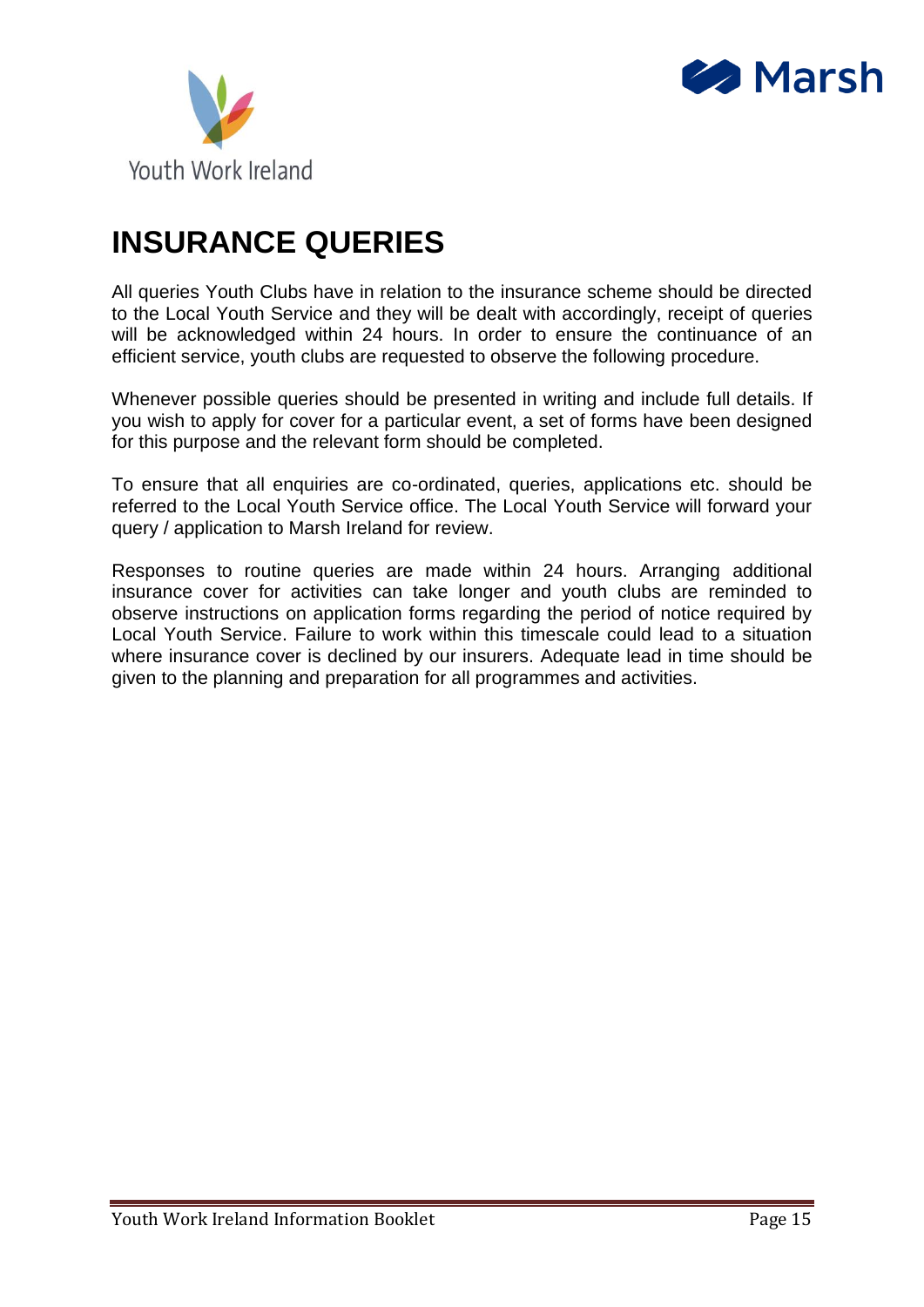# INSURANCE QUERIES

All queries Youth Clubs have in relation to the insurance scheme should be directed to the Local Youth Service and they will be dealt with accordingly, receipt of queries will be acknowledged within 24 hours. In order to ensure the continuance of an efficient service, youth clubs are requested to observe the following procedure.

Whenever possible queries should be presented in writing and include full details. If you wish to apply for cover for a particular event, a set of forms have been designed for this purpose and the relevant form should be completed.

To ensure that all enquiries are co-ordinated, queries, applications etc. should be referred to the Local Youth Service office. The Local Youth Service will forward your query / application to Marsh Ireland for review.

Responses to routine queries are made within 24 hours. Arranging additional insurance cover for activities can take longer and youth clubs are reminded to observe instructions on application forms regarding the period of notice required by Local Youth Service. Failure to work within this timescale could lead to a situation where insurance cover is declined by our insurers. Adequate lead in time should be given to the planning and preparation for all programmes and activities.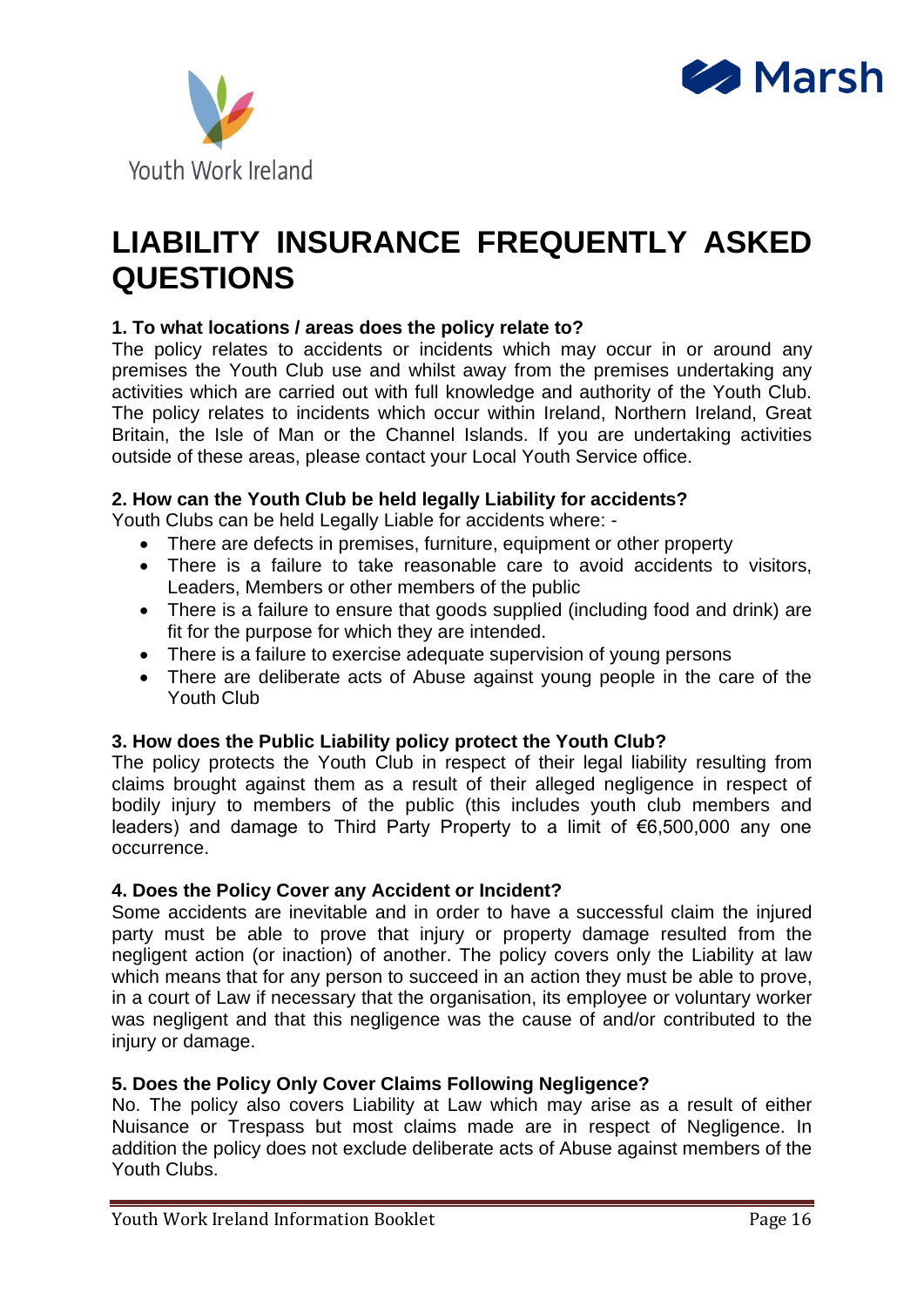# LIABILITY INSURANCE FREQUENTLY ASKED QUESTIONS

**1. To what locations / areas does the policy relate to?**

The policy relates to accidents or incidents which may occur in or around any premises the Youth Club use and whilst away from the premises undertaking any activities which are carried out with full knowledge and authority of the Youth Club. The policy relates to incidents which occur within Ireland, Northern Ireland, Great Britain, the Isle of Man or the Channel Islands. If you are undertaking activities outside of these areas, please contact your Local Youth Service office.

**2. How can the Youth Club be held legally Liability for accidents?**

Youth Clubs can be held Legally Liable for accidents where: -

- There are defects in premises, furniture, equipment or other property
- There is a failure to take reasonable care to avoid accidents to visitors, Leaders, Members or other members of the public
- There is a failure to ensure that goods supplied (including food and drink) are fit for the purpose for which they are intended.
- There is a failure to exercise adequate supervision of young persons
- There are deliberate acts of Abuse against young people in the care of the Youth Club

**3. How does the Public Liability policy protect the Youth Club?**

The policy protects the Youth Club in respect of their legal liability resulting from claims brought against them as a result of their alleged negligence in respect of bodily injury to members of the public (this includes youth club members and leaders) and damage to Third Party Property to a limit of €6,500,000 any one occurrence.

**4. Does the Policy Cover any Accident or Incident?**

Some accidents are inevitable and in order to have a successful claim the injured party must be able to prove that injury or property damage resulted from the negligent action (or inaction) of another. The policy covers only the Liability at law which means that for any person to succeed in an action they must be able to prove, in a court of Law if necessary that the organisation, its employee or voluntary worker was negligent and that this negligence was the cause of and/or contributed to the injury or damage.

**5. Does the Policy Only Cover Claims Following Negligence?**

No. The policy also covers Liability at Law which may arise as a result of either Nuisance or Trespass but most claims made are in respect of Negligence. In addition the policy does not exclude deliberate acts of Abuse against members of the Youth Clubs.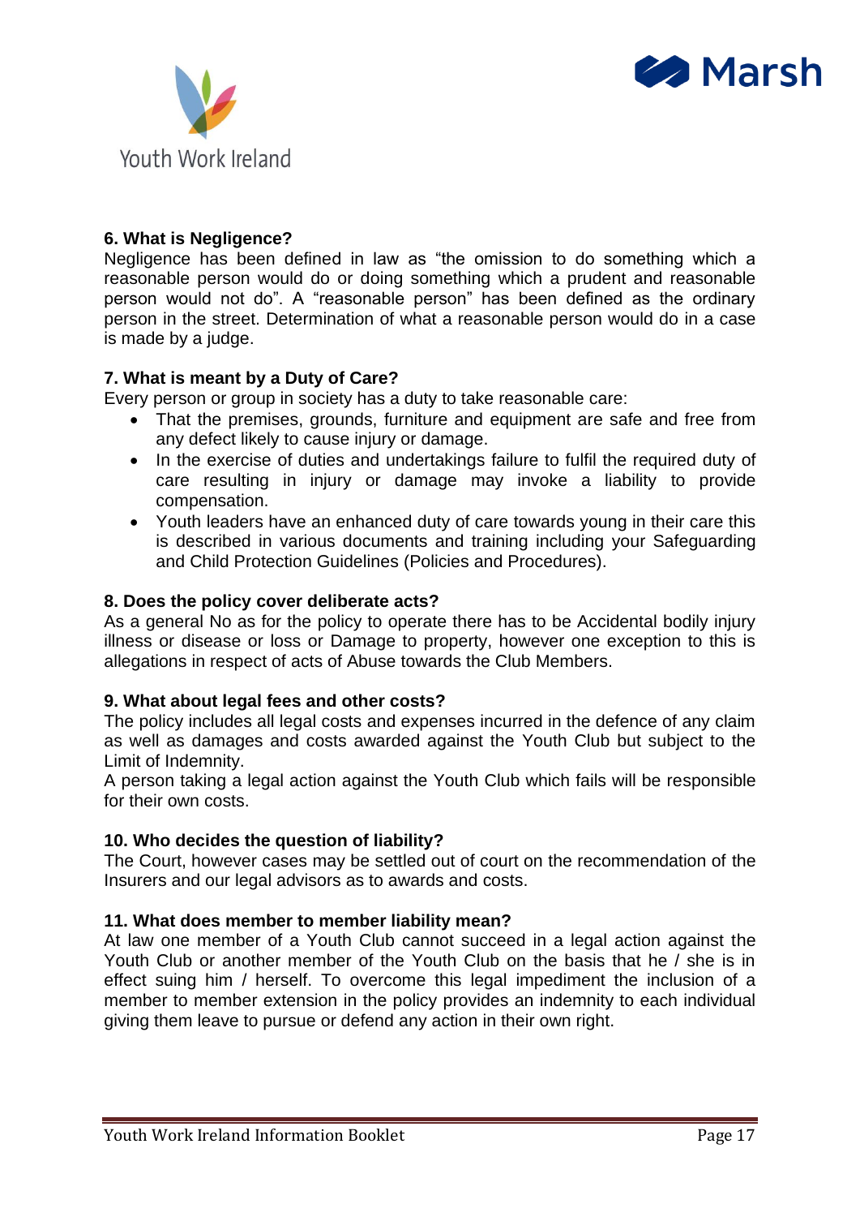**6. What is Negligence?**

Negligence has been defined in law as "the omission to do something which a reasonable person would do or doing something which a prudent and reasonable person would not do". A "reasonable person" has been defined as the ordinary person in the street. Determination of what a reasonable person would do in a case is made by a judge.

**7. What is meant by a Duty of Care?**

Every person or group in society has a duty to take reasonable care:

- That the premises, grounds, furniture and equipment are safe and free from any defect likely to cause injury or damage.
- In the exercise of duties and undertakings failure to fulfil the required duty of care resulting in injury or damage may invoke a liability to provide compensation.
- Youth leaders have an enhanced duty of care towards young in their care this is described in various documents and training including your Safeguarding and Child Protection Guidelines (Policies and Procedures).

**8. Does the policy cover deliberate acts?**

As a general No as for the policy to operate there has to be Accidental bodily injury illness or disease or loss or Damage to property, however one exception to this is allegations in respect of acts of Abuse towards the Club Members.

**9. What about legal fees and other costs?**

The policy includes all legal costs and expenses incurred in the defence of any claim as well as damages and costs awarded against the Youth Club but subject to the Limit of Indemnity.

A person taking a legal action against the Youth Club which fails will be responsible for their own costs.

**10. Who decides the question of liability?**

The Court, however cases may be settled out of court on the recommendation of the Insurers and our legal advisors as to awards and costs.

**11. What does member to member liability mean?**

At law one member of a Youth Club cannot succeed in a legal action against the Youth Club or another member of the Youth Club on the basis that he / she is in effect suing him / herself. To overcome this legal impediment the inclusion of a member to member extension in the policy provides an indemnity to each individual giving them leave to pursue or defend any action in their own right.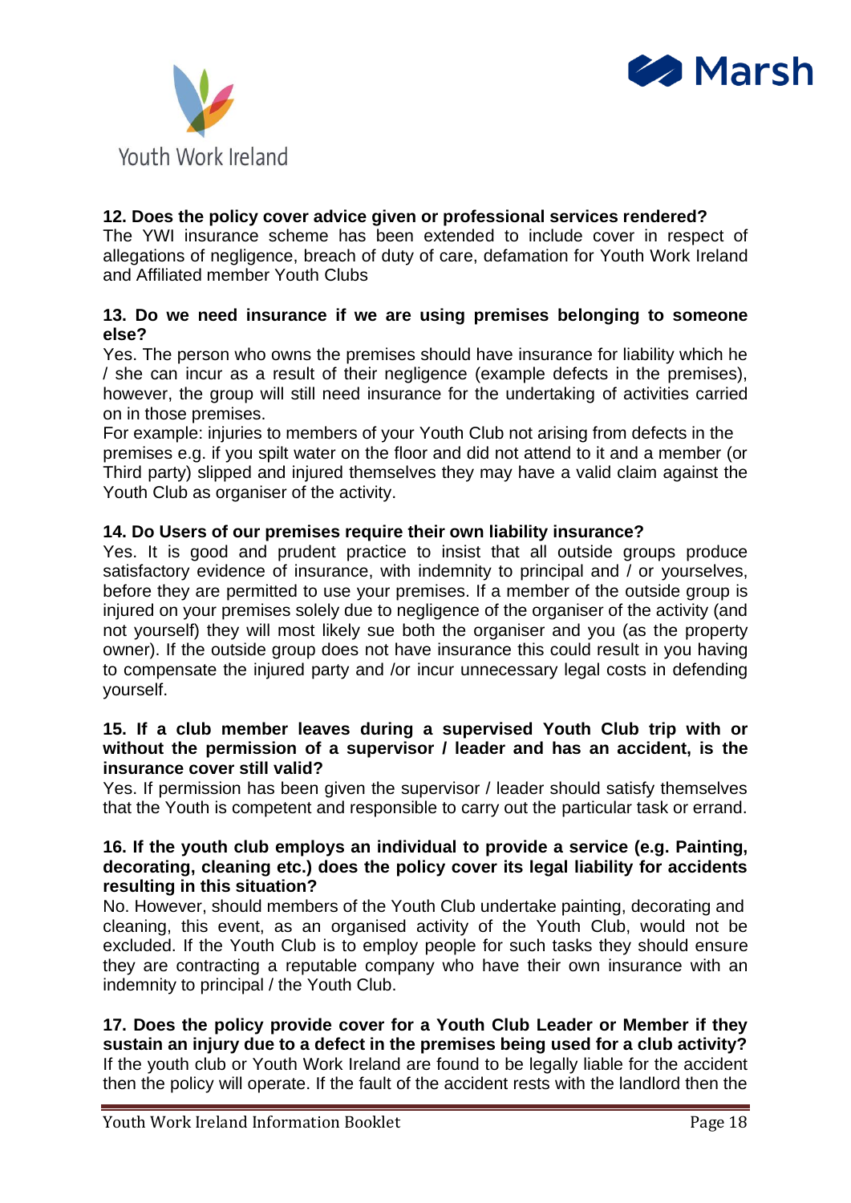**12. Does the policy cover advice given or professional services rendered?**
The YWI insurance scheme has been extended to include cover in respect of allegations of negligence, breach of duty of care, defamation for Youth Work Ireland and Affiliated member Youth Clubs

**13. Do we need insurance if we are using premises belonging to someone else?**
Yes. The person who owns the premises should have insurance for liability which he / she can incur as a result of their negligence (example defects in the premises), however, the group will still need insurance for the undertaking of activities carried on in those premises.
For example: injuries to members of your Youth Club not arising from defects in the premises e.g. if you spilt water on the floor and did not attend to it and a member (or Third party) slipped and injured themselves they may have a valid claim against the Youth Club as organiser of the activity.

**14. Do Users of our premises require their own liability insurance?**
Yes. It is good and prudent practice to insist that all outside groups produce satisfactory evidence of insurance, with indemnity to principal and / or yourselves, before they are permitted to use your premises. If a member of the outside group is injured on your premises solely due to negligence of the organiser of the activity (and not yourself) they will most likely sue both the organiser and you (as the property owner). If the outside group does not have insurance this could result in you having to compensate the injured party and /or incur unnecessary legal costs in defending yourself.

**15. If a club member leaves during a supervised Youth Club trip with or without the permission of a supervisor / leader and has an accident, is the insurance cover still valid?**
Yes. If permission has been given the supervisor / leader should satisfy themselves that the Youth is competent and responsible to carry out the particular task or errand.

**16. If the youth club employs an individual to provide a service (e.g. Painting, decorating, cleaning etc.) does the policy cover its legal liability for accidents resulting in this situation?**
No. However, should members of the Youth Club undertake painting, decorating and cleaning, this event, as an organised activity of the Youth Club, would not be excluded. If the Youth Club is to employ people for such tasks they should ensure they are contracting a reputable company who have their own insurance with an indemnity to principal / the Youth Club.

**17. Does the policy provide cover for a Youth Club Leader or Member if they sustain an injury due to a defect in the premises being used for a club activity?**
If the youth club or Youth Work Ireland are found to be legally liable for the accident then the policy will operate. If the fault of the accident rests with the landlord then the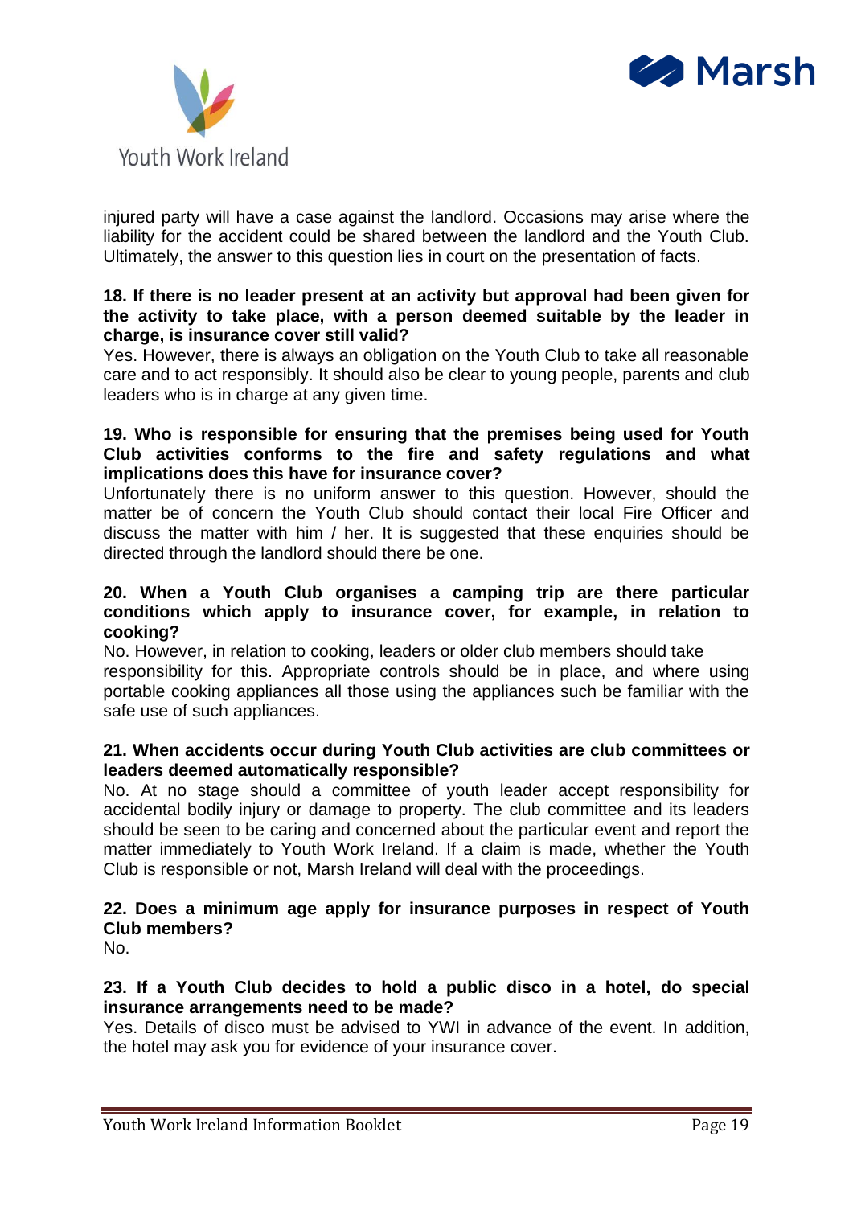injured party will have a case against the landlord. Occasions may arise where the liability for the accident could be shared between the landlord and the Youth Club. Ultimately, the answer to this question lies in court on the presentation of facts.

**18. If there is no leader present at an activity but approval had been given for the activity to take place, with a person deemed suitable by the leader in charge, is insurance cover still valid?**

Yes. However, there is always an obligation on the Youth Club to take all reasonable care and to act responsibly. It should also be clear to young people, parents and club leaders who is in charge at any given time.

**19. Who is responsible for ensuring that the premises being used for Youth Club activities conforms to the fire and safety regulations and what implications does this have for insurance cover?**

Unfortunately there is no uniform answer to this question. However, should the matter be of concern the Youth Club should contact their local Fire Officer and discuss the matter with him / her. It is suggested that these enquiries should be directed through the landlord should there be one.

**20. When a Youth Club organises a camping trip are there particular conditions which apply to insurance cover, for example, in relation to cooking?**

No. However, in relation to cooking, leaders or older club members should take responsibility for this. Appropriate controls should be in place, and where using portable cooking appliances all those using the appliances such be familiar with the safe use of such appliances.

**21. When accidents occur during Youth Club activities are club committees or leaders deemed automatically responsible?**

No. At no stage should a committee of youth leader accept responsibility for accidental bodily injury or damage to property. The club committee and its leaders should be seen to be caring and concerned about the particular event and report the matter immediately to Youth Work Ireland. If a claim is made, whether the Youth Club is responsible or not, Marsh Ireland will deal with the proceedings.

**22. Does a minimum age apply for insurance purposes in respect of Youth Club members?**

No.

**23. If a Youth Club decides to hold a public disco in a hotel, do special insurance arrangements need to be made?**

Yes. Details of disco must be advised to YWI in advance of the event. In addition, the hotel may ask you for evidence of your insurance cover.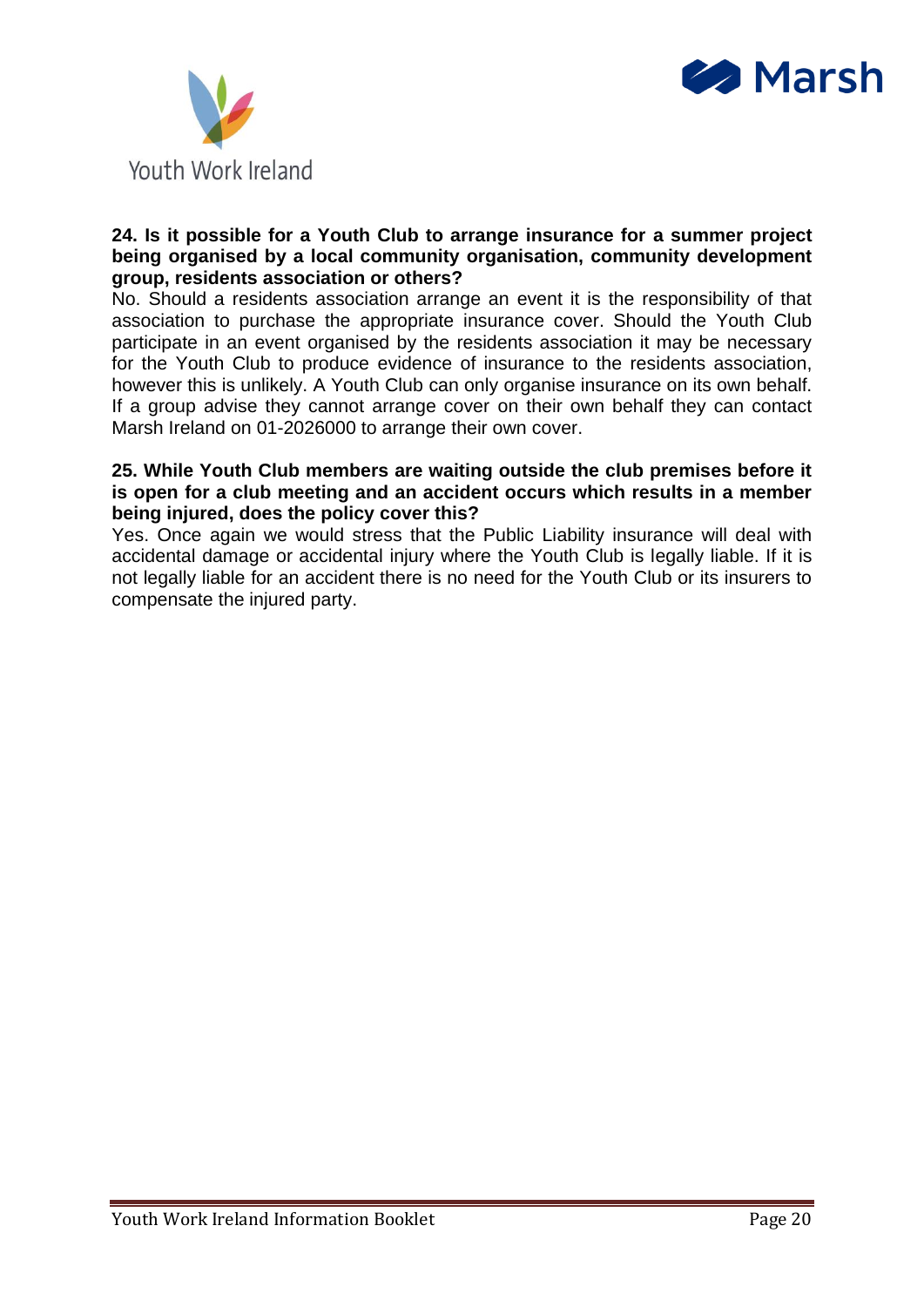**24. Is it possible for a Youth Club to arrange insurance for a summer project being organised by a local community organisation, community development group, residents association or others?**

No. Should a residents association arrange an event it is the responsibility of that association to purchase the appropriate insurance cover. Should the Youth Club participate in an event organised by the residents association it may be necessary for the Youth Club to produce evidence of insurance to the residents association, however this is unlikely. A Youth Club can only organise insurance on its own behalf. If a group advise they cannot arrange cover on their own behalf they can contact Marsh Ireland on 01-2026000 to arrange their own cover.

**25. While Youth Club members are waiting outside the club premises before it is open for a club meeting and an accident occurs which results in a member being injured, does the policy cover this?**

Yes. Once again we would stress that the Public Liability insurance will deal with accidental damage or accidental injury where the Youth Club is legally liable. If it is not legally liable for an accident there is no need for the Youth Club or its insurers to compensate the injured party.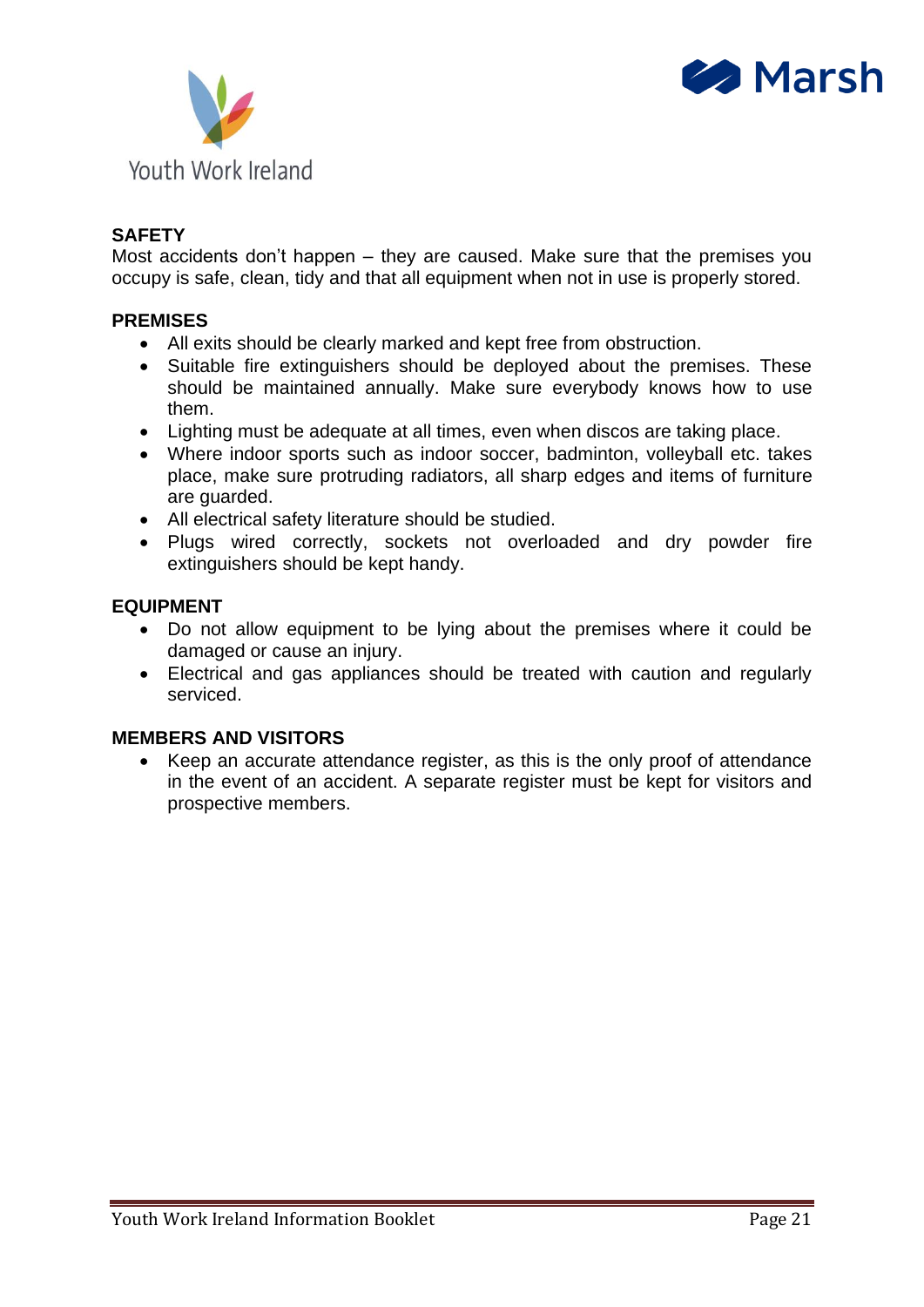## SAFETY

Most accidents don't happen – they are caused. Make sure that the premises you occupy is safe, clean, tidy and that all equipment when not in use is properly stored.

## PREMISES

- All exits should be clearly marked and kept free from obstruction.
- Suitable fire extinguishers should be deployed about the premises. These should be maintained annually. Make sure everybody knows how to use them.
- Lighting must be adequate at all times, even when discos are taking place.
- Where indoor sports such as indoor soccer, badminton, volleyball etc. takes place, make sure protruding radiators, all sharp edges and items of furniture are guarded.
- All electrical safety literature should be studied.
- Plugs wired correctly, sockets not overloaded and dry powder fire extinguishers should be kept handy.

## EQUIPMENT

- Do not allow equipment to be lying about the premises where it could be damaged or cause an injury.
- Electrical and gas appliances should be treated with caution and regularly serviced.

## MEMBERS AND VISITORS

- Keep an accurate attendance register, as this is the only proof of attendance in the event of an accident. A separate register must be kept for visitors and prospective members.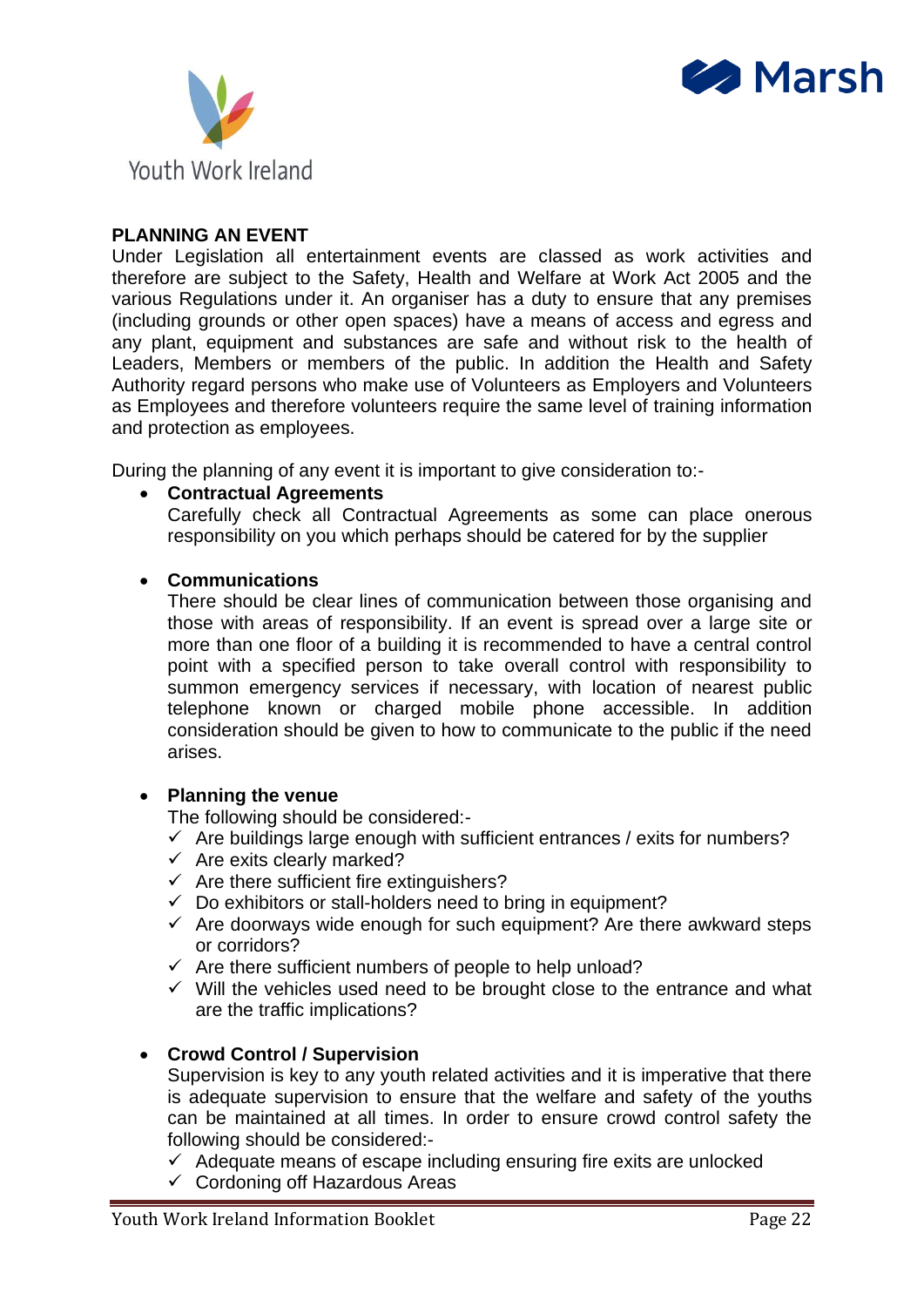## PLANNING AN EVENT

Under Legislation all entertainment events are classed as work activities and therefore are subject to the Safety, Health and Welfare at Work Act 2005 and the various Regulations under it. An organiser has a duty to ensure that any premises (including grounds or other open spaces) have a means of access and egress and any plant, equipment and substances are safe and without risk to the health of Leaders, Members or members of the public. In addition the Health and Safety Authority regard persons who make use of Volunteers as Employers and Volunteers as Employees and therefore volunteers require the same level of training information and protection as employees.

During the planning of any event it is important to give consideration to:-

- **Contractual Agreements**
  Carefully check all Contractual Agreements as some can place onerous responsibility on you which perhaps should be catered for by the supplier

- **Communications**
  There should be clear lines of communication between those organising and those with areas of responsibility. If an event is spread over a large site or more than one floor of a building it is recommended to have a central control point with a specified person to take overall control with responsibility to summon emergency services if necessary, with location of nearest public telephone known or charged mobile phone accessible. In addition consideration should be given to how to communicate to the public if the need arises.

- **Planning the venue**
  The following should be considered:-
  - ✓ Are buildings large enough with sufficient entrances / exits for numbers?
  - ✓ Are exits clearly marked?
  - ✓ Are there sufficient fire extinguishers?
  - ✓ Do exhibitors or stall-holders need to bring in equipment?
  - ✓ Are doorways wide enough for such equipment? Are there awkward steps or corridors?
  - ✓ Are there sufficient numbers of people to help unload?
  - ✓ Will the vehicles used need to be brought close to the entrance and what are the traffic implications?

- **Crowd Control / Supervision**
  Supervision is key to any youth related activities and it is imperative that there is adequate supervision to ensure that the welfare and safety of the youths can be maintained at all times. In order to ensure crowd control safety the following should be considered:-
  - ✓ Adequate means of escape including ensuring fire exits are unlocked
  - ✓ Cordoning off Hazardous Areas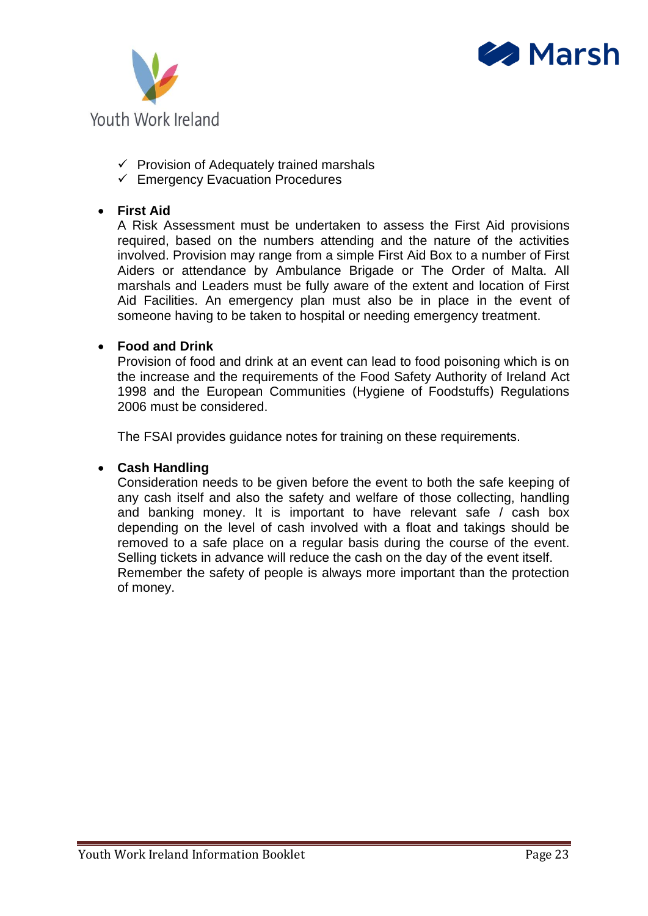- ✓ Provision of Adequately trained marshals
- ✓ Emergency Evacuation Procedures

- **First Aid**
  A Risk Assessment must be undertaken to assess the First Aid provisions required, based on the numbers attending and the nature of the activities involved. Provision may range from a simple First Aid Box to a number of First Aiders or attendance by Ambulance Brigade or The Order of Malta. All marshals and Leaders must be fully aware of the extent and location of First Aid Facilities. An emergency plan must also be in place in the event of someone having to be taken to hospital or needing emergency treatment.

- **Food and Drink**
  Provision of food and drink at an event can lead to food poisoning which is on the increase and the requirements of the Food Safety Authority of Ireland Act 1998 and the European Communities (Hygiene of Foodstuffs) Regulations 2006 must be considered.

  The FSAI provides guidance notes for training on these requirements.

- **Cash Handling**
  Consideration needs to be given before the event to both the safe keeping of any cash itself and also the safety and welfare of those collecting, handling and banking money. It is important to have relevant safe / cash box depending on the level of cash involved with a float and takings should be removed to a safe place on a regular basis during the course of the event. Selling tickets in advance will reduce the cash on the day of the event itself.
  Remember the safety of people is always more important than the protection of money.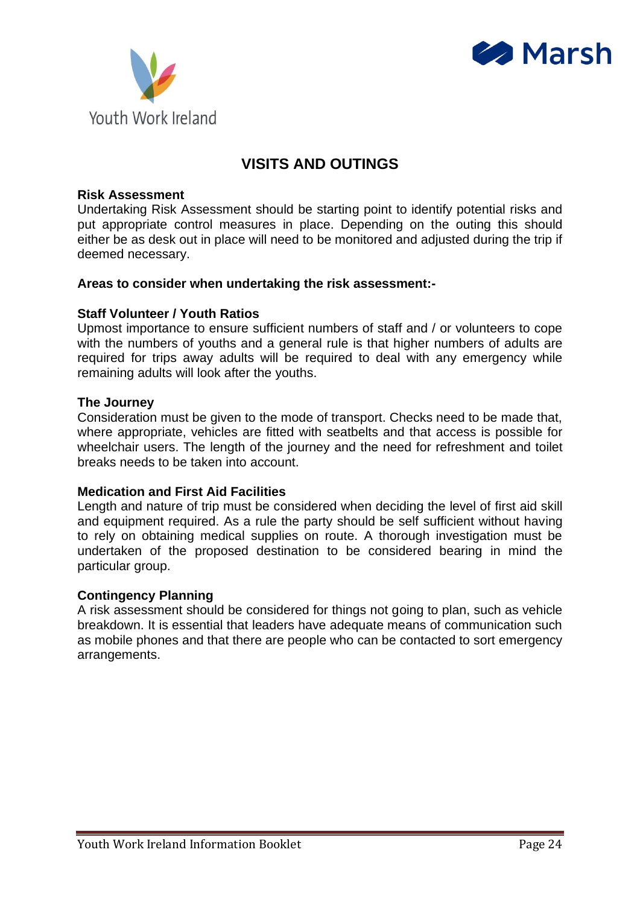# VISITS AND OUTINGS

**Risk Assessment**

Undertaking Risk Assessment should be starting point to identify potential risks and put appropriate control measures in place. Depending on the outing this should either be as desk out in place will need to be monitored and adjusted during the trip if deemed necessary.

**Areas to consider when undertaking the risk assessment:-**

**Staff Volunteer / Youth Ratios**

Upmost importance to ensure sufficient numbers of staff and / or volunteers to cope with the numbers of youths and a general rule is that higher numbers of adults are required for trips away adults will be required to deal with any emergency while remaining adults will look after the youths.

**The Journey**

Consideration must be given to the mode of transport. Checks need to be made that, where appropriate, vehicles are fitted with seatbelts and that access is possible for wheelchair users. The length of the journey and the need for refreshment and toilet breaks needs to be taken into account.

**Medication and First Aid Facilities**

Length and nature of trip must be considered when deciding the level of first aid skill and equipment required. As a rule the party should be self sufficient without having to rely on obtaining medical supplies on route. A thorough investigation must be undertaken of the proposed destination to be considered bearing in mind the particular group.

**Contingency Planning**

A risk assessment should be considered for things not going to plan, such as vehicle breakdown. It is essential that leaders have adequate means of communication such as mobile phones and that there are people who can be contacted to sort emergency arrangements.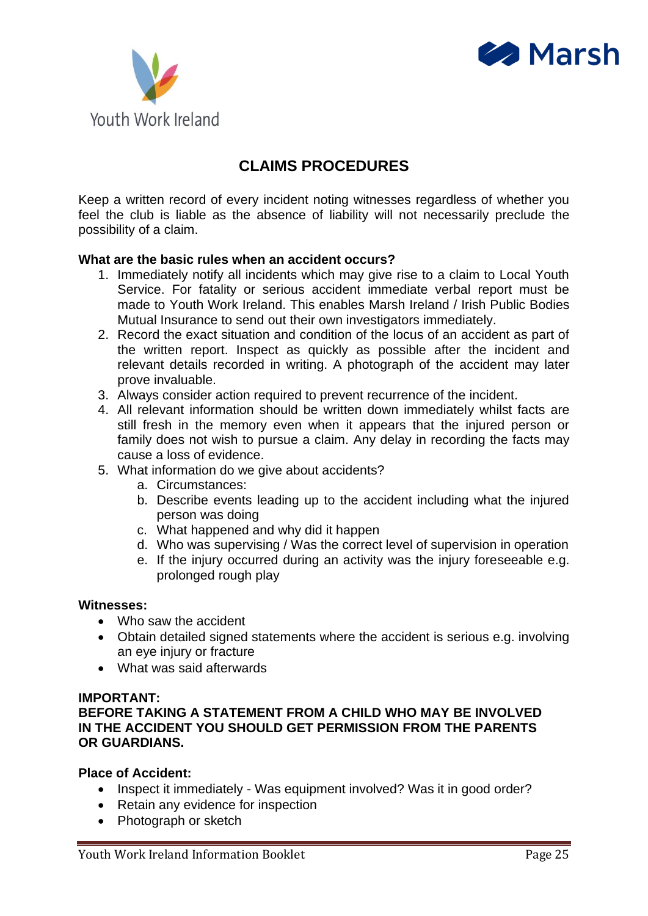## CLAIMS PROCEDURES

Keep a written record of every incident noting witnesses regardless of whether you feel the club is liable as the absence of liability will not necessarily preclude the possibility of a claim.

**What are the basic rules when an accident occurs?**

1. Immediately notify all incidents which may give rise to a claim to Local Youth Service. For fatality or serious accident immediate verbal report must be made to Youth Work Ireland. This enables Marsh Ireland / Irish Public Bodies Mutual Insurance to send out their own investigators immediately.
2. Record the exact situation and condition of the locus of an accident as part of the written report. Inspect as quickly as possible after the incident and relevant details recorded in writing. A photograph of the accident may later prove invaluable.
3. Always consider action required to prevent recurrence of the incident.
4. All relevant information should be written down immediately whilst facts are still fresh in the memory even when it appears that the injured person or family does not wish to pursue a claim. Any delay in recording the facts may cause a loss of evidence.
5. What information do we give about accidents?
    a. Circumstances:
    b. Describe events leading up to the accident including what the injured person was doing
    c. What happened and why did it happen
    d. Who was supervising / Was the correct level of supervision in operation
    e. If the injury occurred during an activity was the injury foreseeable e.g. prolonged rough play

**Witnesses:**

- Who saw the accident
- Obtain detailed signed statements where the accident is serious e.g. involving an eye injury or fracture
- What was said afterwards

**IMPORTANT:**
**BEFORE TAKING A STATEMENT FROM A CHILD WHO MAY BE INVOLVED IN THE ACCIDENT YOU SHOULD GET PERMISSION FROM THE PARENTS OR GUARDIANS.**

**Place of Accident:**

- Inspect it immediately - Was equipment involved? Was it in good order?
- Retain any evidence for inspection
- Photograph or sketch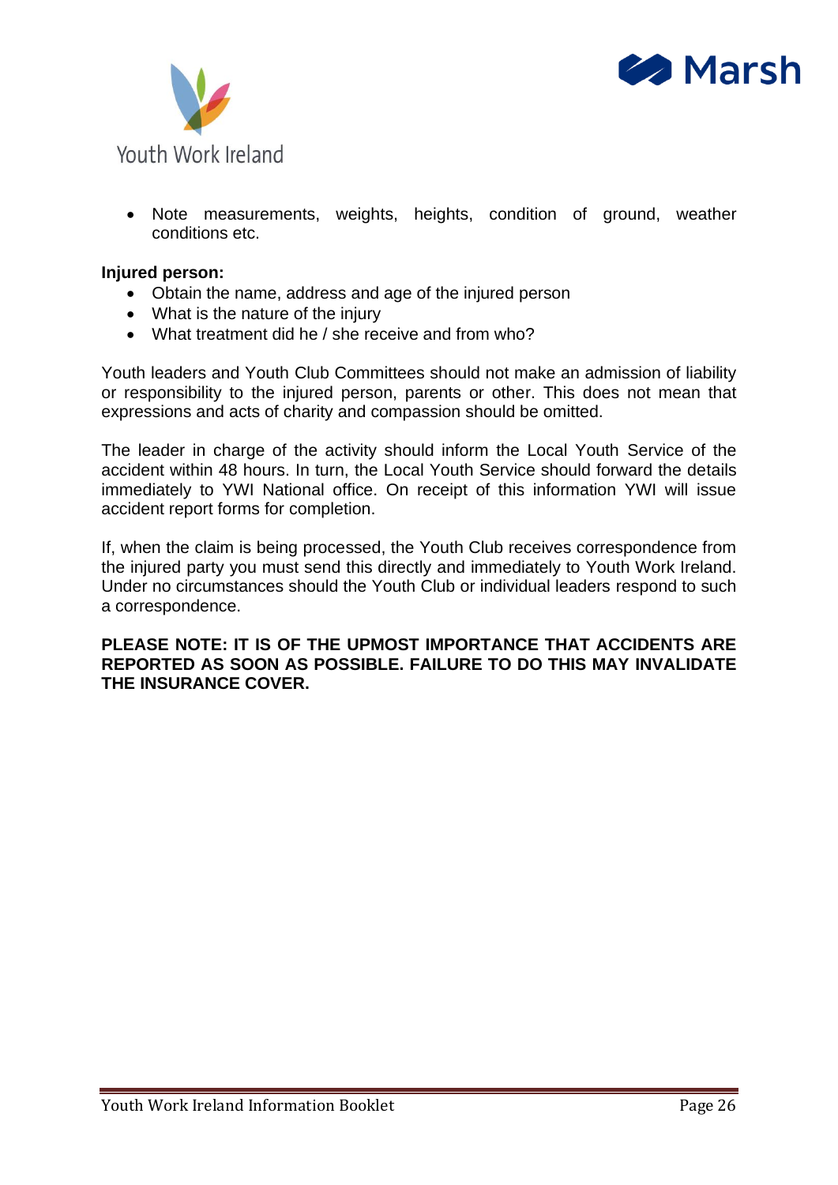- Note measurements, weights, heights, condition of ground, weather conditions etc.

**Injured person:**

- Obtain the name, address and age of the injured person
- What is the nature of the injury
- What treatment did he / she receive and from who?

Youth leaders and Youth Club Committees should not make an admission of liability or responsibility to the injured person, parents or other. This does not mean that expressions and acts of charity and compassion should be omitted.

The leader in charge of the activity should inform the Local Youth Service of the accident within 48 hours. In turn, the Local Youth Service should forward the details immediately to YWI National office. On receipt of this information YWI will issue accident report forms for completion.

If, when the claim is being processed, the Youth Club receives correspondence from the injured party you must send this directly and immediately to Youth Work Ireland. Under no circumstances should the Youth Club or individual leaders respond to such a correspondence.

**PLEASE NOTE: IT IS OF THE UPMOST IMPORTANCE THAT ACCIDENTS ARE REPORTED AS SOON AS POSSIBLE. FAILURE TO DO THIS MAY INVALIDATE THE INSURANCE COVER.**